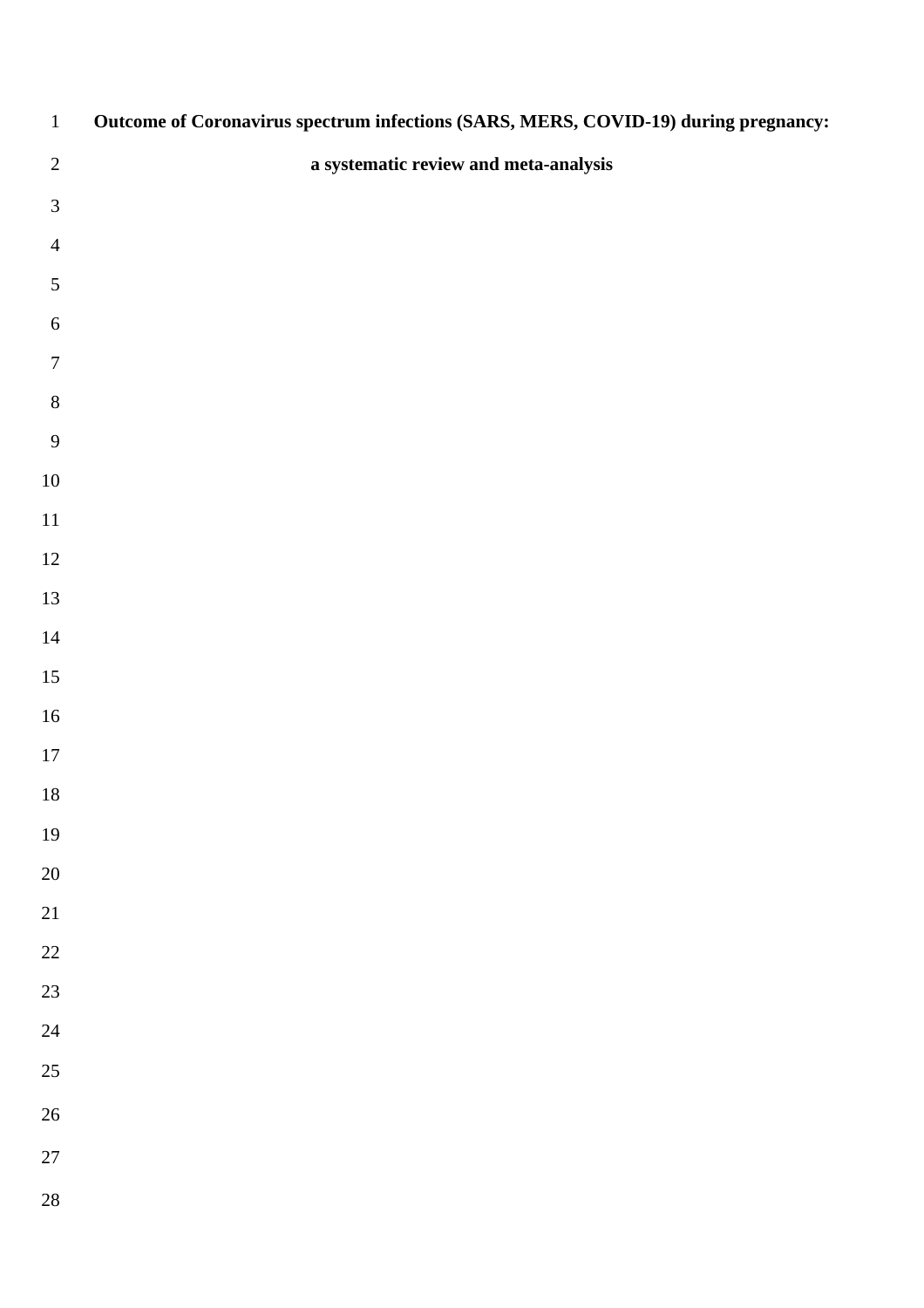# Outcome of Coronavirus spectrum infections (SARS, MERS, COVID-19) during pregnancy: a systematic review and meta-analysis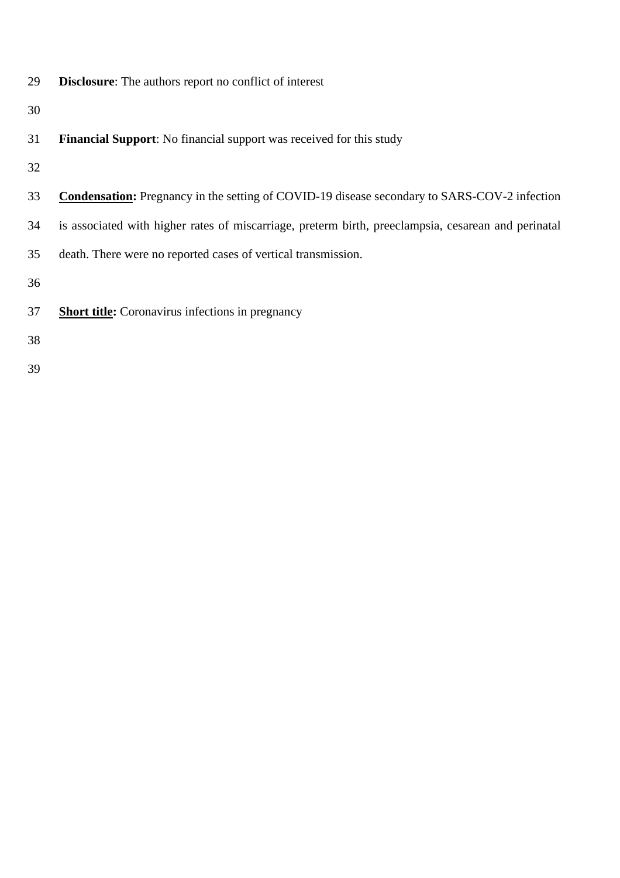**Disclosure**: The authors report no conflict of interest

**Financial Support**: No financial support was received for this study

**Condensation:** Pregnancy in the setting of COVID-19 disease secondary to SARS-COV-2 infection is associated with higher rates of miscarriage, preterm birth, preeclampsia, cesarean and perinatal death. There were no reported cases of vertical transmission.

**Short title:** Coronavirus infections in pregnancy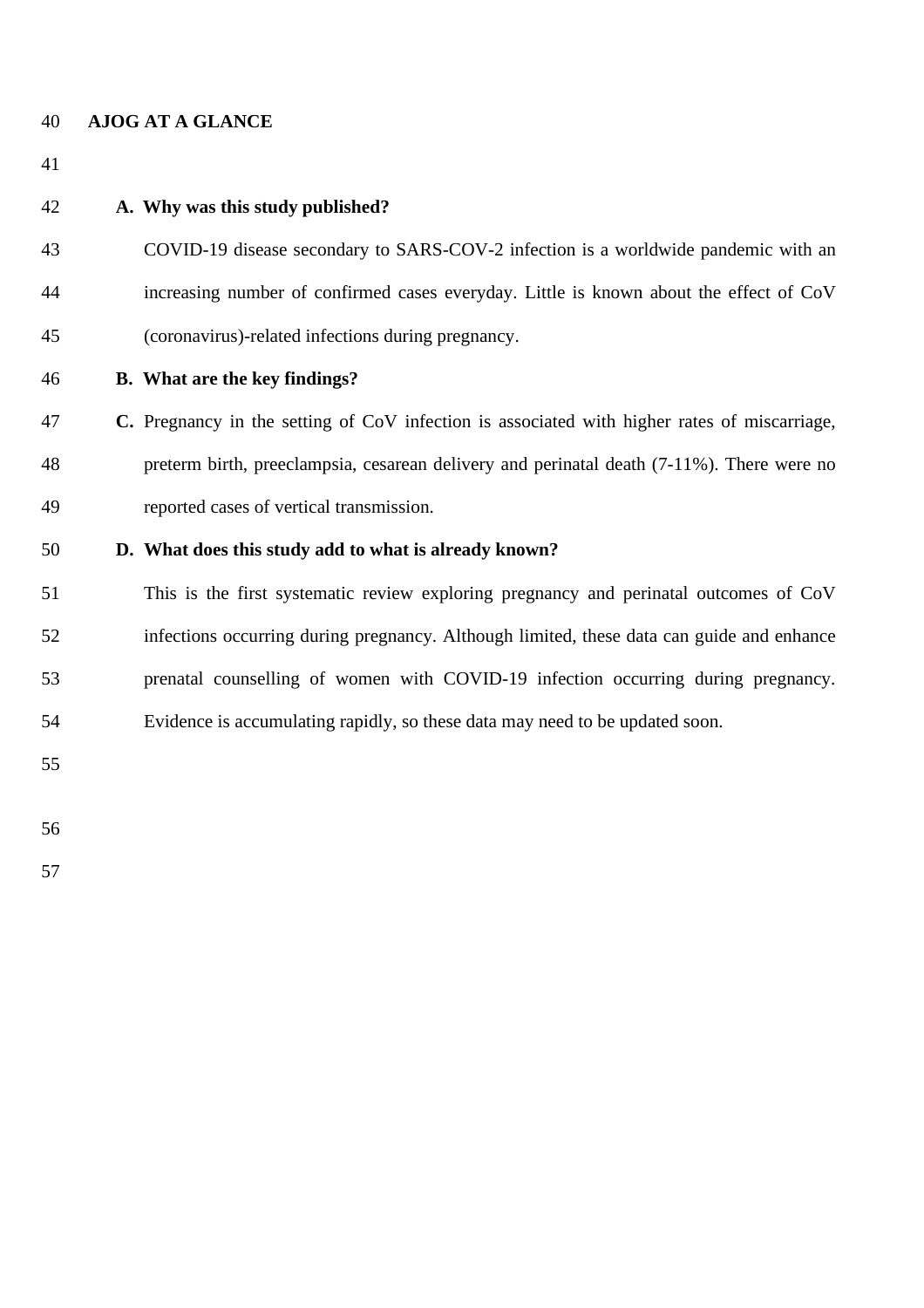## AJOG AT A GLANCE

**A. Why was this study published?**

COVID-19 disease secondary to SARS-COV-2 infection is a worldwide pandemic with an increasing number of confirmed cases everyday. Little is known about the effect of CoV (coronavirus)-related infections during pregnancy.

**B. What are the key findings?**

**C.** Pregnancy in the setting of CoV infection is associated with higher rates of miscarriage, preterm birth, preeclampsia, cesarean delivery and perinatal death (7-11%). There were no reported cases of vertical transmission.

**D. What does this study add to what is already known?**

This is the first systematic review exploring pregnancy and perinatal outcomes of CoV infections occurring during pregnancy. Although limited, these data can guide and enhance prenatal counselling of women with COVID-19 infection occurring during pregnancy. Evidence is accumulating rapidly, so these data may need to be updated soon.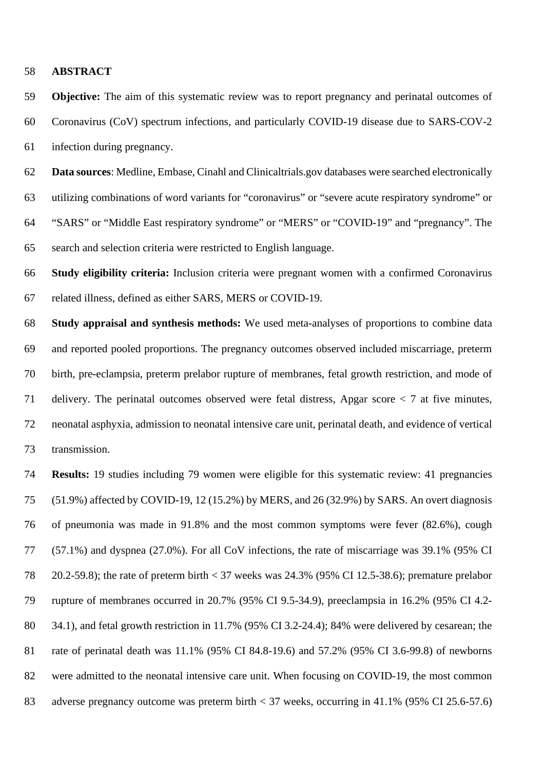## ABSTRACT

**Objective:** The aim of this systematic review was to report pregnancy and perinatal outcomes of Coronavirus (CoV) spectrum infections, and particularly COVID-19 disease due to SARS-COV-2 infection during pregnancy.

**Data sources**: Medline, Embase, Cinahl and Clinicaltrials.gov databases were searched electronically utilizing combinations of word variants for "coronavirus" or "severe acute respiratory syndrome" or "SARS" or "Middle East respiratory syndrome" or "MERS" or "COVID-19" and "pregnancy". The search and selection criteria were restricted to English language.

**Study eligibility criteria:** Inclusion criteria were pregnant women with a confirmed Coronavirus related illness, defined as either SARS, MERS or COVID-19.

**Study appraisal and synthesis methods:** We used meta-analyses of proportions to combine data and reported pooled proportions. The pregnancy outcomes observed included miscarriage, preterm birth, pre-eclampsia, preterm prelabor rupture of membranes, fetal growth restriction, and mode of delivery. The perinatal outcomes observed were fetal distress, Apgar score < 7 at five minutes, neonatal asphyxia, admission to neonatal intensive care unit, perinatal death, and evidence of vertical transmission.

**Results:** 19 studies including 79 women were eligible for this systematic review: 41 pregnancies (51.9%) affected by COVID-19, 12 (15.2%) by MERS, and 26 (32.9%) by SARS. An overt diagnosis of pneumonia was made in 91.8% and the most common symptoms were fever (82.6%), cough (57.1%) and dyspnea (27.0%). For all CoV infections, the rate of miscarriage was 39.1% (95% CI 20.2-59.8); the rate of preterm birth < 37 weeks was 24.3% (95% CI 12.5-38.6); premature prelabor rupture of membranes occurred in 20.7% (95% CI 9.5-34.9), preeclampsia in 16.2% (95% CI 4.2-34.1), and fetal growth restriction in 11.7% (95% CI 3.2-24.4); 84% were delivered by cesarean; the rate of perinatal death was 11.1% (95% CI 84.8-19.6) and 57.2% (95% CI 3.6-99.8) of newborns were admitted to the neonatal intensive care unit. When focusing on COVID-19, the most common adverse pregnancy outcome was preterm birth < 37 weeks, occurring in 41.1% (95% CI 25.6-57.6)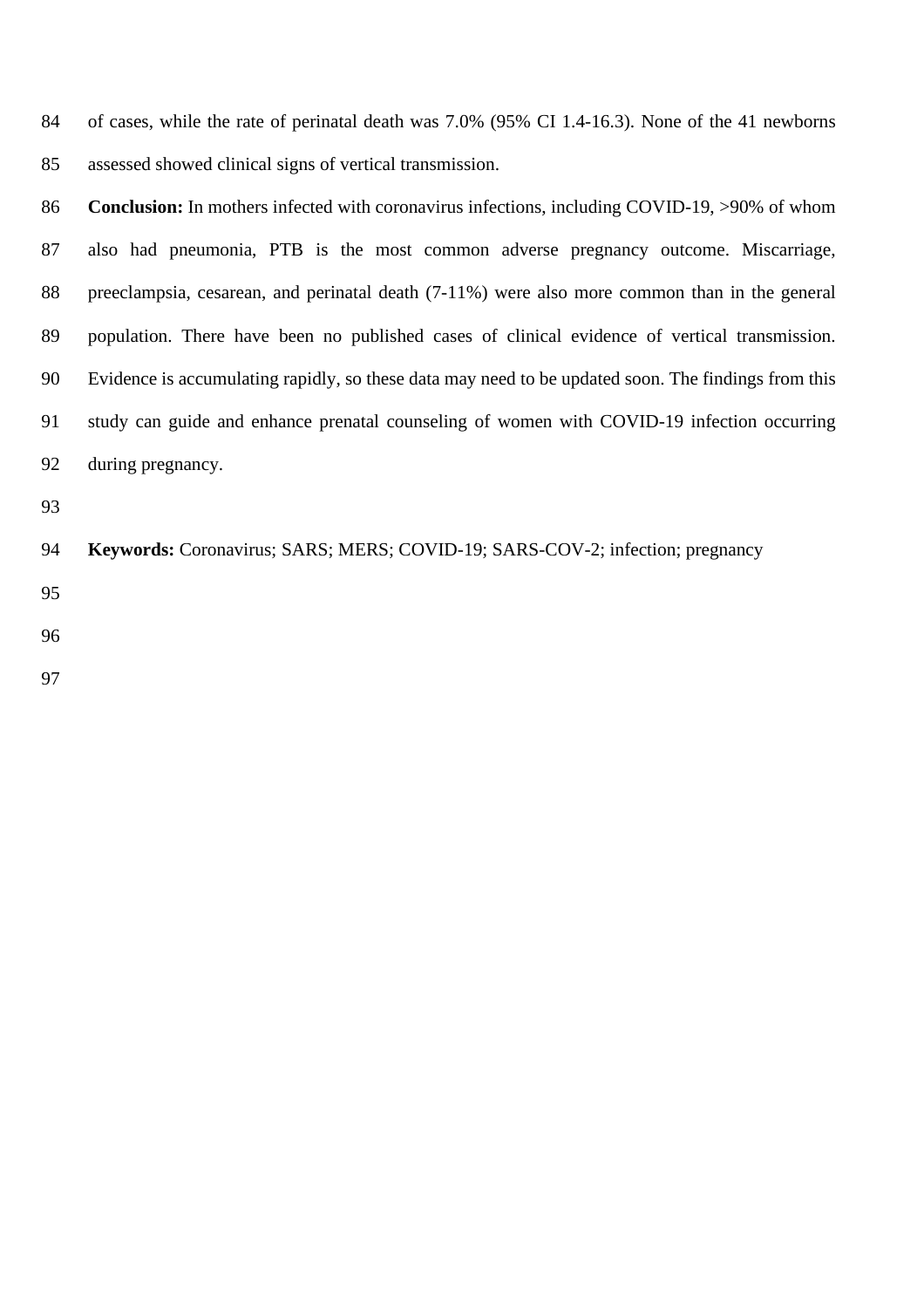of cases, while the rate of perinatal death was 7.0% (95% CI 1.4-16.3). None of the 41 newborns assessed showed clinical signs of vertical transmission.

**Conclusion:** In mothers infected with coronavirus infections, including COVID-19, >90% of whom also had pneumonia, PTB is the most common adverse pregnancy outcome. Miscarriage, preeclampsia, cesarean, and perinatal death (7-11%) were also more common than in the general population. There have been no published cases of clinical evidence of vertical transmission. Evidence is accumulating rapidly, so these data may need to be updated soon. The findings from this study can guide and enhance prenatal counseling of women with COVID-19 infection occurring during pregnancy.

**Keywords:** Coronavirus; SARS; MERS; COVID-19; SARS-COV-2; infection; pregnancy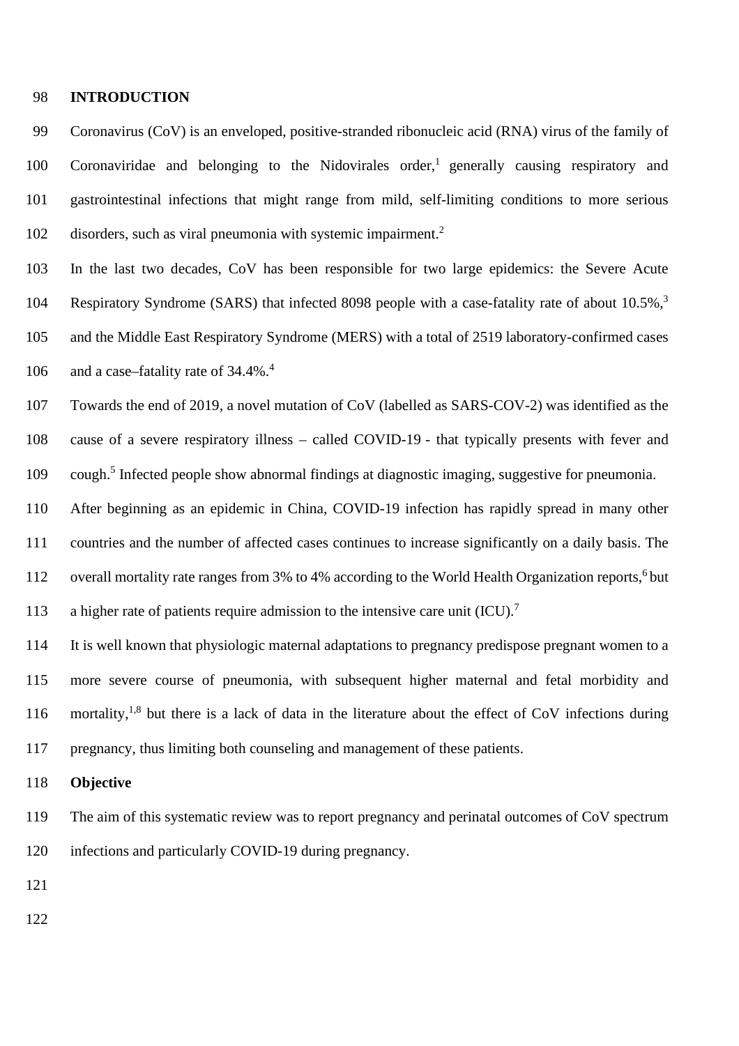## INTRODUCTION

Coronavirus (CoV) is an enveloped, positive-stranded ribonucleic acid (RNA) virus of the family of Coronaviridae and belonging to the Nidovirales order,[1] generally causing respiratory and gastrointestinal infections that might range from mild, self-limiting conditions to more serious disorders, such as viral pneumonia with systemic impairment.[2]

In the last two decades, CoV has been responsible for two large epidemics: the Severe Acute Respiratory Syndrome (SARS) that infected 8098 people with a case-fatality rate of about 10.5%,[3] and the Middle East Respiratory Syndrome (MERS) with a total of 2519 laboratory-confirmed cases and a case–fatality rate of 34.4%.[4]

Towards the end of 2019, a novel mutation of CoV (labelled as SARS-COV-2) was identified as the cause of a severe respiratory illness – called COVID-19 - that typically presents with fever and cough.[5] Infected people show abnormal findings at diagnostic imaging, suggestive for pneumonia.

After beginning as an epidemic in China, COVID-19 infection has rapidly spread in many other countries and the number of affected cases continues to increase significantly on a daily basis. The overall mortality rate ranges from 3% to 4% according to the World Health Organization reports,[6] but a higher rate of patients require admission to the intensive care unit (ICU).[7]

It is well known that physiologic maternal adaptations to pregnancy predispose pregnant women to a more severe course of pneumonia, with subsequent higher maternal and fetal morbidity and mortality,[1,8] but there is a lack of data in the literature about the effect of CoV infections during pregnancy, thus limiting both counseling and management of these patients.

### Objective

The aim of this systematic review was to report pregnancy and perinatal outcomes of CoV spectrum infections and particularly COVID-19 during pregnancy.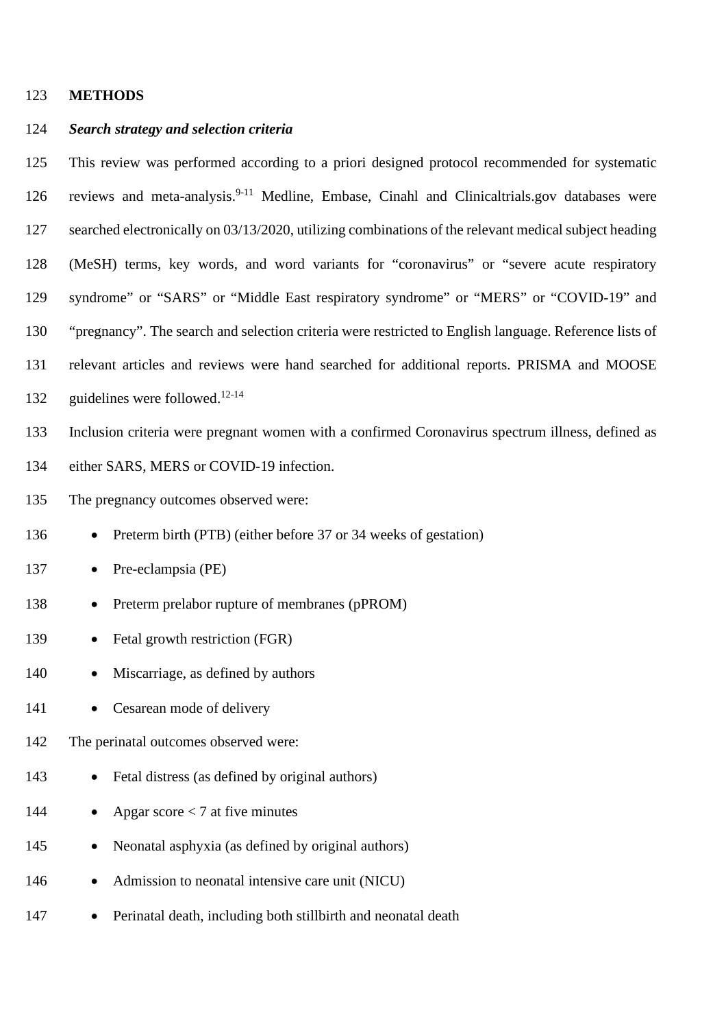## METHODS

### *Search strategy and selection criteria*

This review was performed according to a priori designed protocol recommended for systematic reviews and meta-analysis.[9-11] Medline, Embase, Cinahl and Clinicaltrials.gov databases were searched electronically on 03/13/2020, utilizing combinations of the relevant medical subject heading (MeSH) terms, key words, and word variants for "coronavirus" or "severe acute respiratory syndrome" or "SARS" or "Middle East respiratory syndrome" or "MERS" or "COVID-19" and "pregnancy". The search and selection criteria were restricted to English language. Reference lists of relevant articles and reviews were hand searched for additional reports. PRISMA and MOOSE guidelines were followed.[12-14]

Inclusion criteria were pregnant women with a confirmed Coronavirus spectrum illness, defined as either SARS, MERS or COVID-19 infection.

The pregnancy outcomes observed were:

- Preterm birth (PTB) (either before 37 or 34 weeks of gestation)
- Pre-eclampsia (PE)
- Preterm prelabor rupture of membranes (pPROM)
- Fetal growth restriction (FGR)
- Miscarriage, as defined by authors
- Cesarean mode of delivery

The perinatal outcomes observed were:

- Fetal distress (as defined by original authors)
- Apgar score < 7 at five minutes
- Neonatal asphyxia (as defined by original authors)
- Admission to neonatal intensive care unit (NICU)
- Perinatal death, including both stillbirth and neonatal death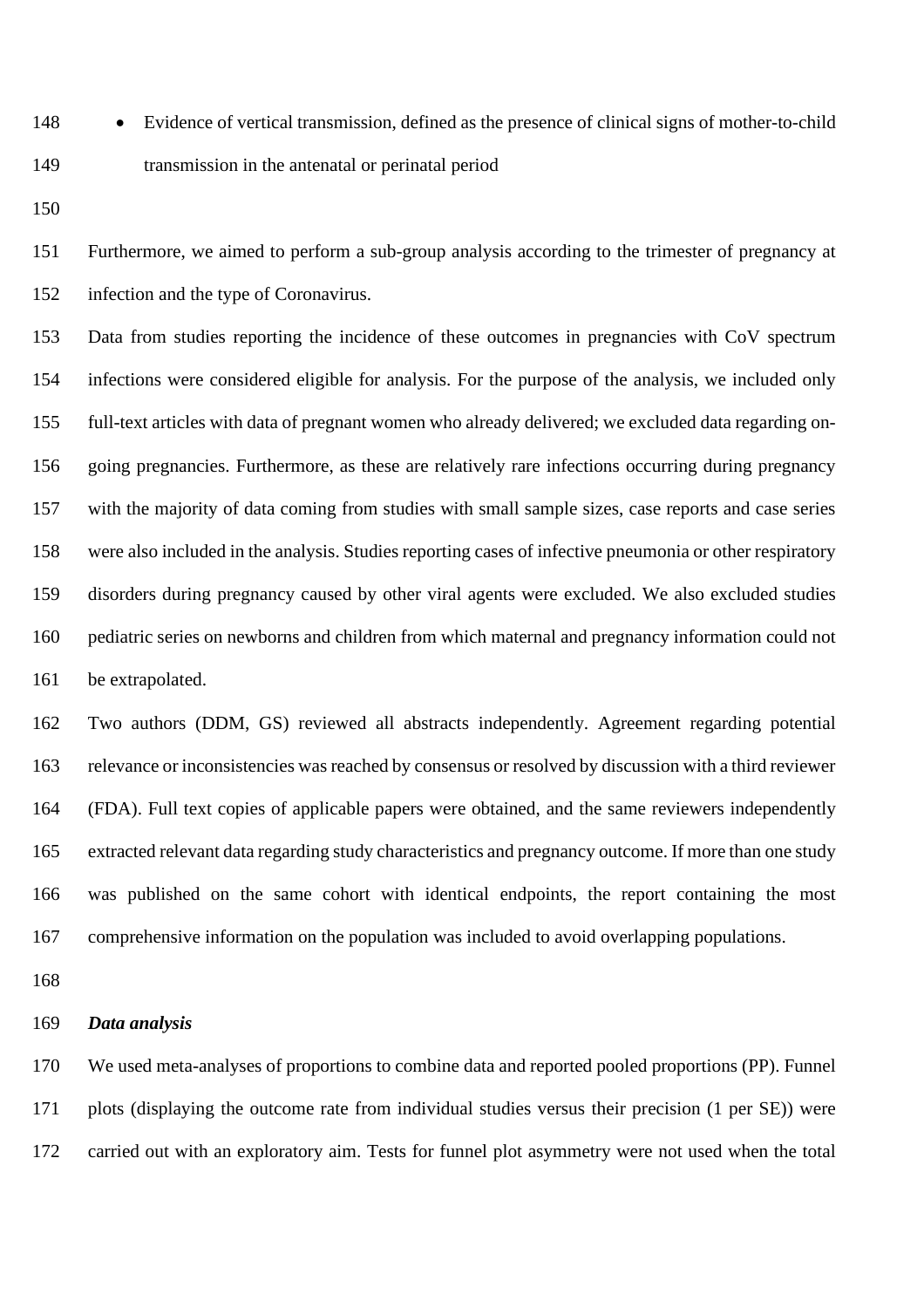- Evidence of vertical transmission, defined as the presence of clinical signs of mother-to-child transmission in the antenatal or perinatal period

Furthermore, we aimed to perform a sub-group analysis according to the trimester of pregnancy at infection and the type of Coronavirus.

Data from studies reporting the incidence of these outcomes in pregnancies with CoV spectrum infections were considered eligible for analysis. For the purpose of the analysis, we included only full-text articles with data of pregnant women who already delivered; we excluded data regarding on-going pregnancies. Furthermore, as these are relatively rare infections occurring during pregnancy with the majority of data coming from studies with small sample sizes, case reports and case series were also included in the analysis. Studies reporting cases of infective pneumonia or other respiratory disorders during pregnancy caused by other viral agents were excluded. We also excluded studies pediatric series on newborns and children from which maternal and pregnancy information could not be extrapolated.

Two authors (DDM, GS) reviewed all abstracts independently. Agreement regarding potential relevance or inconsistencies was reached by consensus or resolved by discussion with a third reviewer (FDA). Full text copies of applicable papers were obtained, and the same reviewers independently extracted relevant data regarding study characteristics and pregnancy outcome. If more than one study was published on the same cohort with identical endpoints, the report containing the most comprehensive information on the population was included to avoid overlapping populations.

***Data analysis***

We used meta-analyses of proportions to combine data and reported pooled proportions (PP). Funnel plots (displaying the outcome rate from individual studies versus their precision (1 per SE)) were carried out with an exploratory aim. Tests for funnel plot asymmetry were not used when the total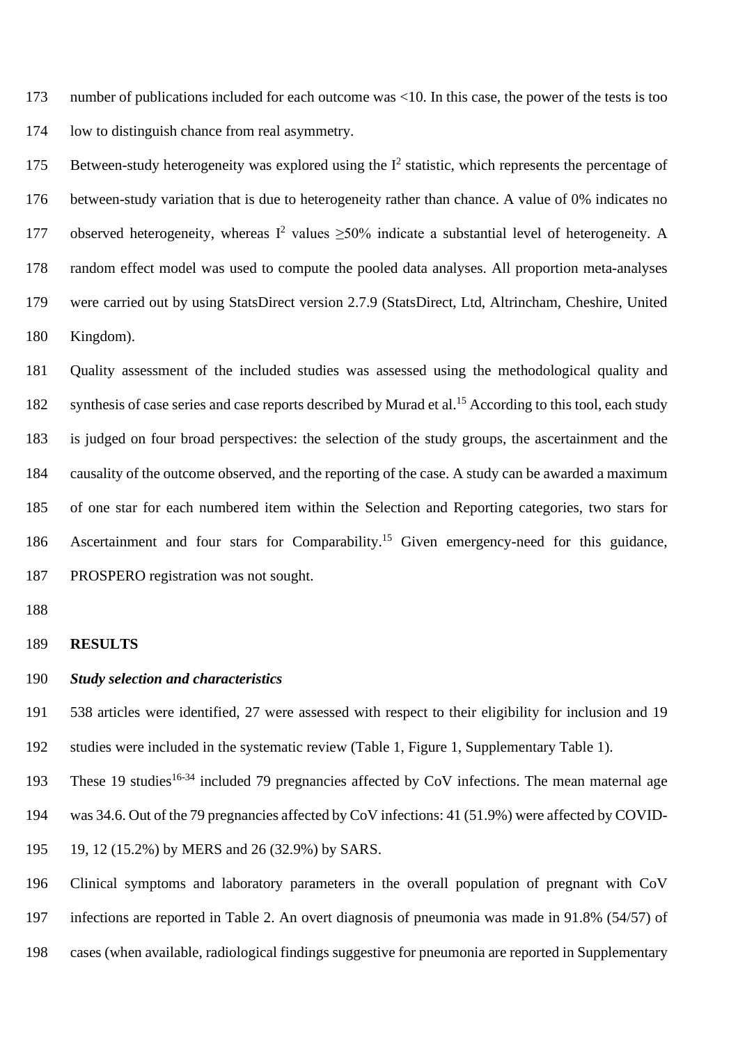number of publications included for each outcome was <10. In this case, the power of the tests is too low to distinguish chance from real asymmetry.

Between-study heterogeneity was explored using the $I^2$ statistic, which represents the percentage of between-study variation that is due to heterogeneity rather than chance. A value of 0% indicates no observed heterogeneity, whereas $I^2$ values ≥50% indicate a substantial level of heterogeneity. A random effect model was used to compute the pooled data analyses. All proportion meta-analyses were carried out by using StatsDirect version 2.7.9 (StatsDirect, Ltd, Altrincham, Cheshire, United Kingdom).

Quality assessment of the included studies was assessed using the methodological quality and synthesis of case series and case reports described by Murad et al.[15] According to this tool, each study is judged on four broad perspectives: the selection of the study groups, the ascertainment and the causality of the outcome observed, and the reporting of the case. A study can be awarded a maximum of one star for each numbered item within the Selection and Reporting categories, two stars for Ascertainment and four stars for Comparability.[15] Given emergency-need for this guidance, PROSPERO registration was not sought.

## RESULTS

### *Study selection and characteristics*

538 articles were identified, 27 were assessed with respect to their eligibility for inclusion and 19 studies were included in the systematic review (Table 1, Figure 1, Supplementary Table 1).

These 19 studies[16-34] included 79 pregnancies affected by CoV infections. The mean maternal age was 34.6. Out of the 79 pregnancies affected by CoV infections: 41 (51.9%) were affected by COVID-19, 12 (15.2%) by MERS and 26 (32.9%) by SARS.

Clinical symptoms and laboratory parameters in the overall population of pregnant with CoV infections are reported in Table 2. An overt diagnosis of pneumonia was made in 91.8% (54/57) of cases (when available, radiological findings suggestive for pneumonia are reported in Supplementary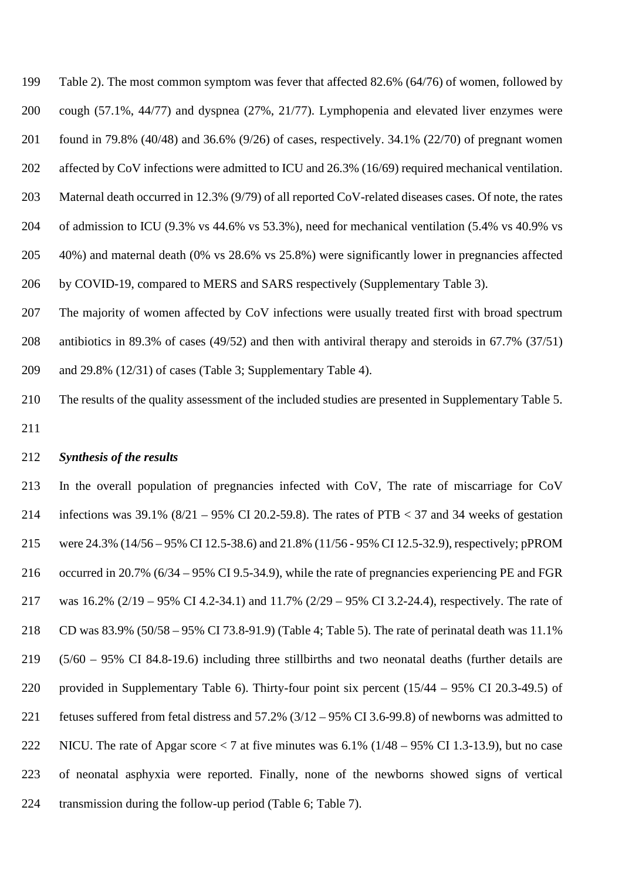Table 2). The most common symptom was fever that affected 82.6% (64/76) of women, followed by cough (57.1%, 44/77) and dyspnea (27%, 21/77). Lymphopenia and elevated liver enzymes were found in 79.8% (40/48) and 36.6% (9/26) of cases, respectively. 34.1% (22/70) of pregnant women affected by CoV infections were admitted to ICU and 26.3% (16/69) required mechanical ventilation. Maternal death occurred in 12.3% (9/79) of all reported CoV-related diseases cases. Of note, the rates of admission to ICU (9.3% vs 44.6% vs 53.3%), need for mechanical ventilation (5.4% vs 40.9% vs 40%) and maternal death (0% vs 28.6% vs 25.8%) were significantly lower in pregnancies affected by COVID-19, compared to MERS and SARS respectively (Supplementary Table 3).

The majority of women affected by CoV infections were usually treated first with broad spectrum antibiotics in 89.3% of cases (49/52) and then with antiviral therapy and steroids in 67.7% (37/51) and 29.8% (12/31) of cases (Table 3; Supplementary Table 4).

The results of the quality assessment of the included studies are presented in Supplementary Table 5.

***Synthesis of the results***

In the overall population of pregnancies infected with CoV, The rate of miscarriage for CoV infections was 39.1% (8/21 – 95% CI 20.2-59.8). The rates of PTB < 37 and 34 weeks of gestation were 24.3% (14/56 – 95% CI 12.5-38.6) and 21.8% (11/56 - 95% CI 12.5-32.9), respectively; pPROM occurred in 20.7% (6/34 – 95% CI 9.5-34.9), while the rate of pregnancies experiencing PE and FGR was 16.2% (2/19 – 95% CI 4.2-34.1) and 11.7% (2/29 – 95% CI 3.2-24.4), respectively. The rate of CD was 83.9% (50/58 – 95% CI 73.8-91.9) (Table 4; Table 5). The rate of perinatal death was 11.1% (5/60 – 95% CI 84.8-19.6) including three stillbirths and two neonatal deaths (further details are provided in Supplementary Table 6). Thirty-four point six percent (15/44 – 95% CI 20.3-49.5) of fetuses suffered from fetal distress and 57.2% (3/12 – 95% CI 3.6-99.8) of newborns was admitted to NICU. The rate of Apgar score < 7 at five minutes was 6.1% (1/48 – 95% CI 1.3-13.9), but no case of neonatal asphyxia were reported. Finally, none of the newborns showed signs of vertical transmission during the follow-up period (Table 6; Table 7).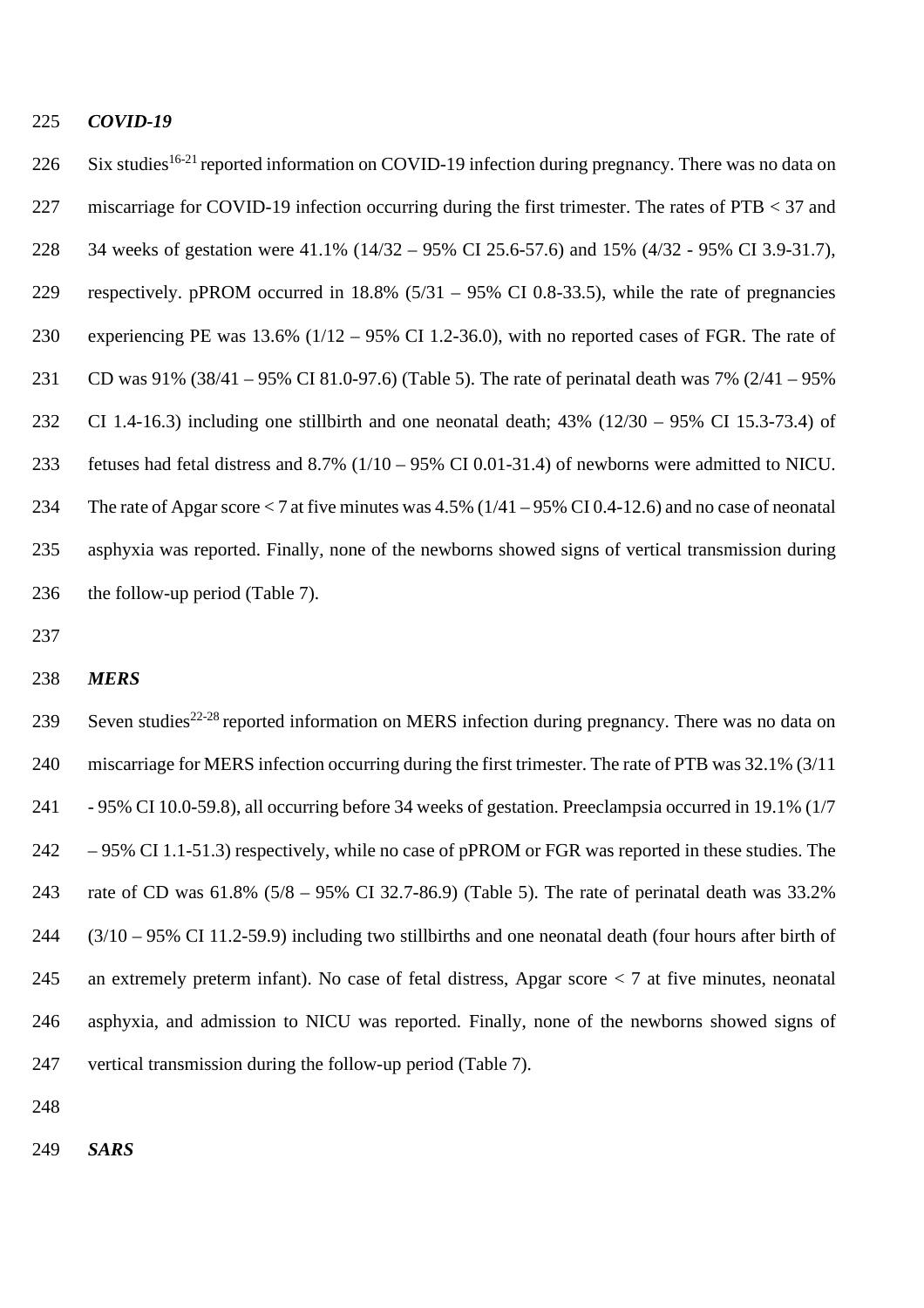### *COVID-19*

Six studies[16-21] reported information on COVID-19 infection during pregnancy. There was no data on miscarriage for COVID-19 infection occurring during the first trimester. The rates of PTB < 37 and 34 weeks of gestation were 41.1% (14/32 – 95% CI 25.6-57.6) and 15% (4/32 - 95% CI 3.9-31.7), respectively. pPROM occurred in 18.8% (5/31 – 95% CI 0.8-33.5), while the rate of pregnancies experiencing PE was 13.6% (1/12 – 95% CI 1.2-36.0), with no reported cases of FGR. The rate of CD was 91% (38/41 – 95% CI 81.0-97.6) (Table 5). The rate of perinatal death was 7% (2/41 – 95% CI 1.4-16.3) including one stillbirth and one neonatal death; 43% (12/30 – 95% CI 15.3-73.4) of fetuses had fetal distress and 8.7% (1/10 – 95% CI 0.01-31.4) of newborns were admitted to NICU. The rate of Apgar score < 7 at five minutes was 4.5% (1/41 – 95% CI 0.4-12.6) and no case of neonatal asphyxia was reported. Finally, none of the newborns showed signs of vertical transmission during the follow-up period (Table 7).

### *MERS*

Seven studies[22-28] reported information on MERS infection during pregnancy. There was no data on miscarriage for MERS infection occurring during the first trimester. The rate of PTB was 32.1% (3/11 - 95% CI 10.0-59.8), all occurring before 34 weeks of gestation. Preeclampsia occurred in 19.1% (1/7 – 95% CI 1.1-51.3) respectively, while no case of pPROM or FGR was reported in these studies. The rate of CD was 61.8% (5/8 – 95% CI 32.7-86.9) (Table 5). The rate of perinatal death was 33.2% (3/10 – 95% CI 11.2-59.9) including two stillbirths and one neonatal death (four hours after birth of an extremely preterm infant). No case of fetal distress, Apgar score < 7 at five minutes, neonatal asphyxia, and admission to NICU was reported. Finally, none of the newborns showed signs of vertical transmission during the follow-up period (Table 7).

### *SARS*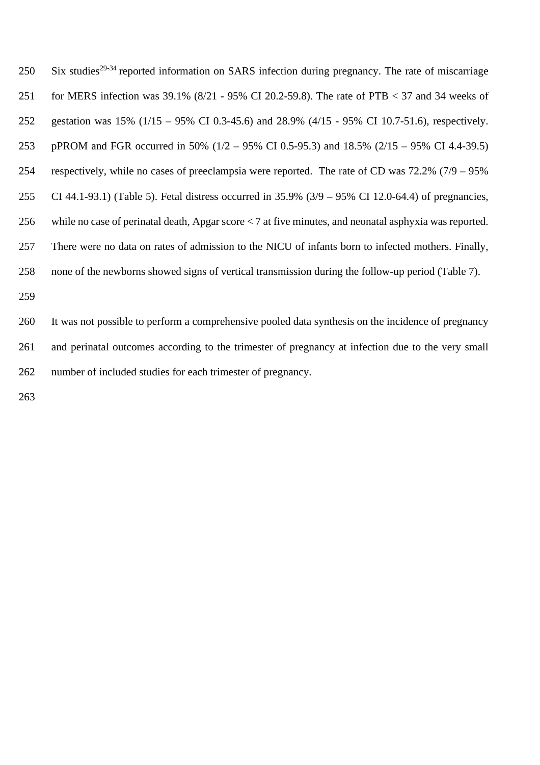Six studies[29-34] reported information on SARS infection during pregnancy. The rate of miscarriage for MERS infection was 39.1% (8/21 - 95% CI 20.2-59.8). The rate of PTB < 37 and 34 weeks of gestation was 15% (1/15 – 95% CI 0.3-45.6) and 28.9% (4/15 - 95% CI 10.7-51.6), respectively. pPROM and FGR occurred in 50% (1/2 – 95% CI 0.5-95.3) and 18.5% (2/15 – 95% CI 4.4-39.5) respectively, while no cases of preeclampsia were reported. The rate of CD was 72.2% (7/9 – 95% CI 44.1-93.1) (Table 5). Fetal distress occurred in 35.9% (3/9 – 95% CI 12.0-64.4) of pregnancies, while no case of perinatal death, Apgar score < 7 at five minutes, and neonatal asphyxia was reported. There were no data on rates of admission to the NICU of infants born to infected mothers. Finally, none of the newborns showed signs of vertical transmission during the follow-up period (Table 7).

It was not possible to perform a comprehensive pooled data synthesis on the incidence of pregnancy and perinatal outcomes according to the trimester of pregnancy at infection due to the very small number of included studies for each trimester of pregnancy.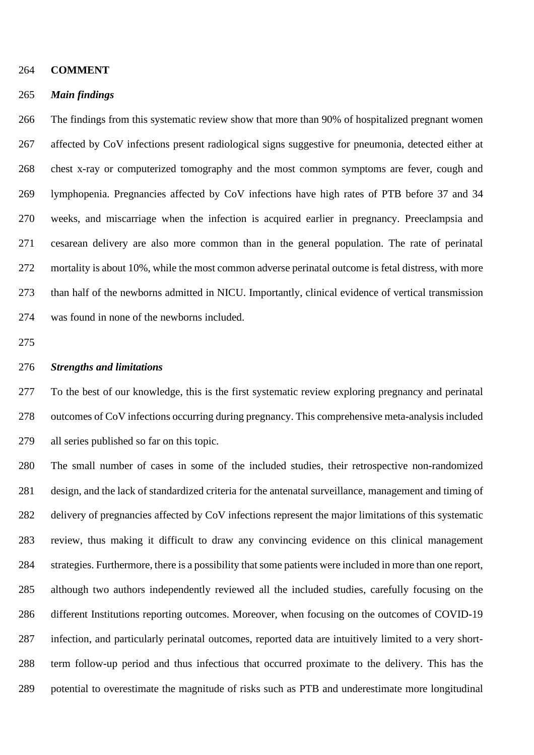## COMMENT

### *Main findings*

The findings from this systematic review show that more than 90% of hospitalized pregnant women affected by CoV infections present radiological signs suggestive for pneumonia, detected either at chest x-ray or computerized tomography and the most common symptoms are fever, cough and lymphopenia. Pregnancies affected by CoV infections have high rates of PTB before 37 and 34 weeks, and miscarriage when the infection is acquired earlier in pregnancy. Preeclampsia and cesarean delivery are also more common than in the general population. The rate of perinatal mortality is about 10%, while the most common adverse perinatal outcome is fetal distress, with more than half of the newborns admitted in NICU. Importantly, clinical evidence of vertical transmission was found in none of the newborns included.

### *Strengths and limitations*

To the best of our knowledge, this is the first systematic review exploring pregnancy and perinatal outcomes of CoV infections occurring during pregnancy. This comprehensive meta-analysis included all series published so far on this topic.

The small number of cases in some of the included studies, their retrospective non-randomized design, and the lack of standardized criteria for the antenatal surveillance, management and timing of delivery of pregnancies affected by CoV infections represent the major limitations of this systematic review, thus making it difficult to draw any convincing evidence on this clinical management strategies. Furthermore, there is a possibility that some patients were included in more than one report, although two authors independently reviewed all the included studies, carefully focusing on the different Institutions reporting outcomes. Moreover, when focusing on the outcomes of COVID-19 infection, and particularly perinatal outcomes, reported data are intuitively limited to a very short-term follow-up period and thus infectious that occurred proximate to the delivery. This has the potential to overestimate the magnitude of risks such as PTB and underestimate more longitudinal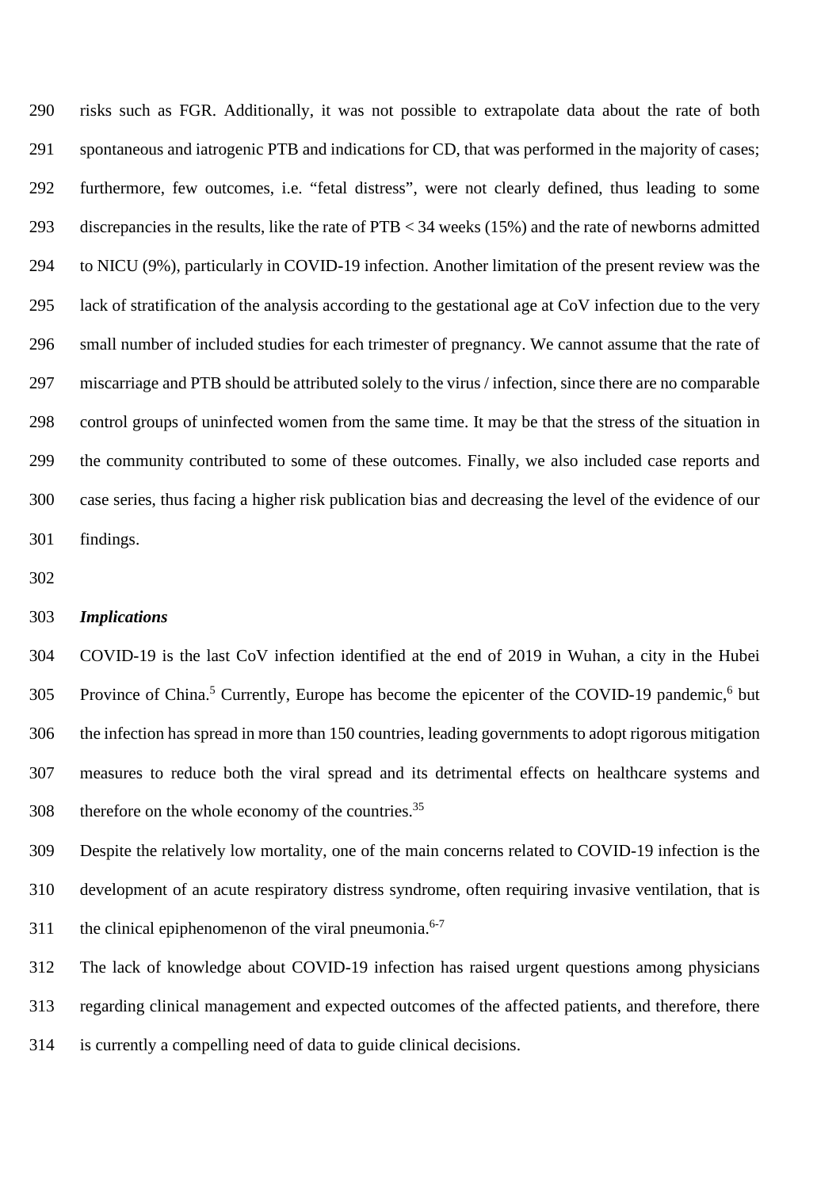risks such as FGR. Additionally, it was not possible to extrapolate data about the rate of both spontaneous and iatrogenic PTB and indications for CD, that was performed in the majority of cases; furthermore, few outcomes, i.e. "fetal distress", were not clearly defined, thus leading to some discrepancies in the results, like the rate of PTB < 34 weeks (15%) and the rate of newborns admitted to NICU (9%), particularly in COVID-19 infection. Another limitation of the present review was the lack of stratification of the analysis according to the gestational age at CoV infection due to the very small number of included studies for each trimester of pregnancy. We cannot assume that the rate of miscarriage and PTB should be attributed solely to the virus / infection, since there are no comparable control groups of uninfected women from the same time. It may be that the stress of the situation in the community contributed to some of these outcomes. Finally, we also included case reports and case series, thus facing a higher risk publication bias and decreasing the level of the evidence of our findings.

***Implications***

COVID-19 is the last CoV infection identified at the end of 2019 in Wuhan, a city in the Hubei Province of China.[5] Currently, Europe has become the epicenter of the COVID-19 pandemic,[6] but the infection has spread in more than 150 countries, leading governments to adopt rigorous mitigation measures to reduce both the viral spread and its detrimental effects on healthcare systems and therefore on the whole economy of the countries.[35]

Despite the relatively low mortality, one of the main concerns related to COVID-19 infection is the development of an acute respiratory distress syndrome, often requiring invasive ventilation, that is the clinical epiphenomenon of the viral pneumonia.[6-7]

The lack of knowledge about COVID-19 infection has raised urgent questions among physicians regarding clinical management and expected outcomes of the affected patients, and therefore, there is currently a compelling need of data to guide clinical decisions.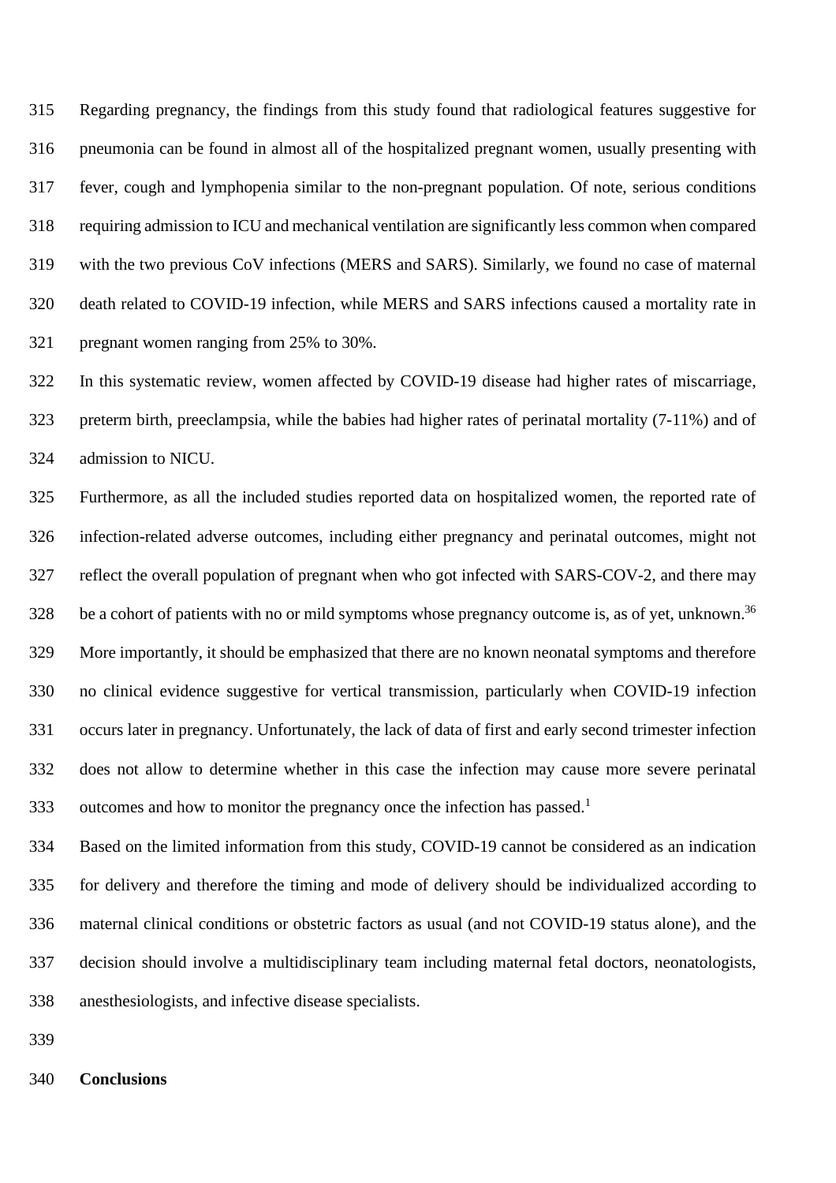Regarding pregnancy, the findings from this study found that radiological features suggestive for pneumonia can be found in almost all of the hospitalized pregnant women, usually presenting with fever, cough and lymphopenia similar to the non-pregnant population. Of note, serious conditions requiring admission to ICU and mechanical ventilation are significantly less common when compared with the two previous CoV infections (MERS and SARS). Similarly, we found no case of maternal death related to COVID-19 infection, while MERS and SARS infections caused a mortality rate in pregnant women ranging from 25% to 30%.

In this systematic review, women affected by COVID-19 disease had higher rates of miscarriage, preterm birth, preeclampsia, while the babies had higher rates of perinatal mortality (7-11%) and of admission to NICU.

Furthermore, as all the included studies reported data on hospitalized women, the reported rate of infection-related adverse outcomes, including either pregnancy and perinatal outcomes, might not reflect the overall population of pregnant when who got infected with SARS-COV-2, and there may be a cohort of patients with no or mild symptoms whose pregnancy outcome is, as of yet, unknown.[36]

More importantly, it should be emphasized that there are no known neonatal symptoms and therefore no clinical evidence suggestive for vertical transmission, particularly when COVID-19 infection occurs later in pregnancy. Unfortunately, the lack of data of first and early second trimester infection does not allow to determine whether in this case the infection may cause more severe perinatal outcomes and how to monitor the pregnancy once the infection has passed.[1]

Based on the limited information from this study, COVID-19 cannot be considered as an indication for delivery and therefore the timing and mode of delivery should be individualized according to maternal clinical conditions or obstetric factors as usual (and not COVID-19 status alone), and the decision should involve a multidisciplinary team including maternal fetal doctors, neonatologists, anesthesiologists, and infective disease specialists.

**Conclusions**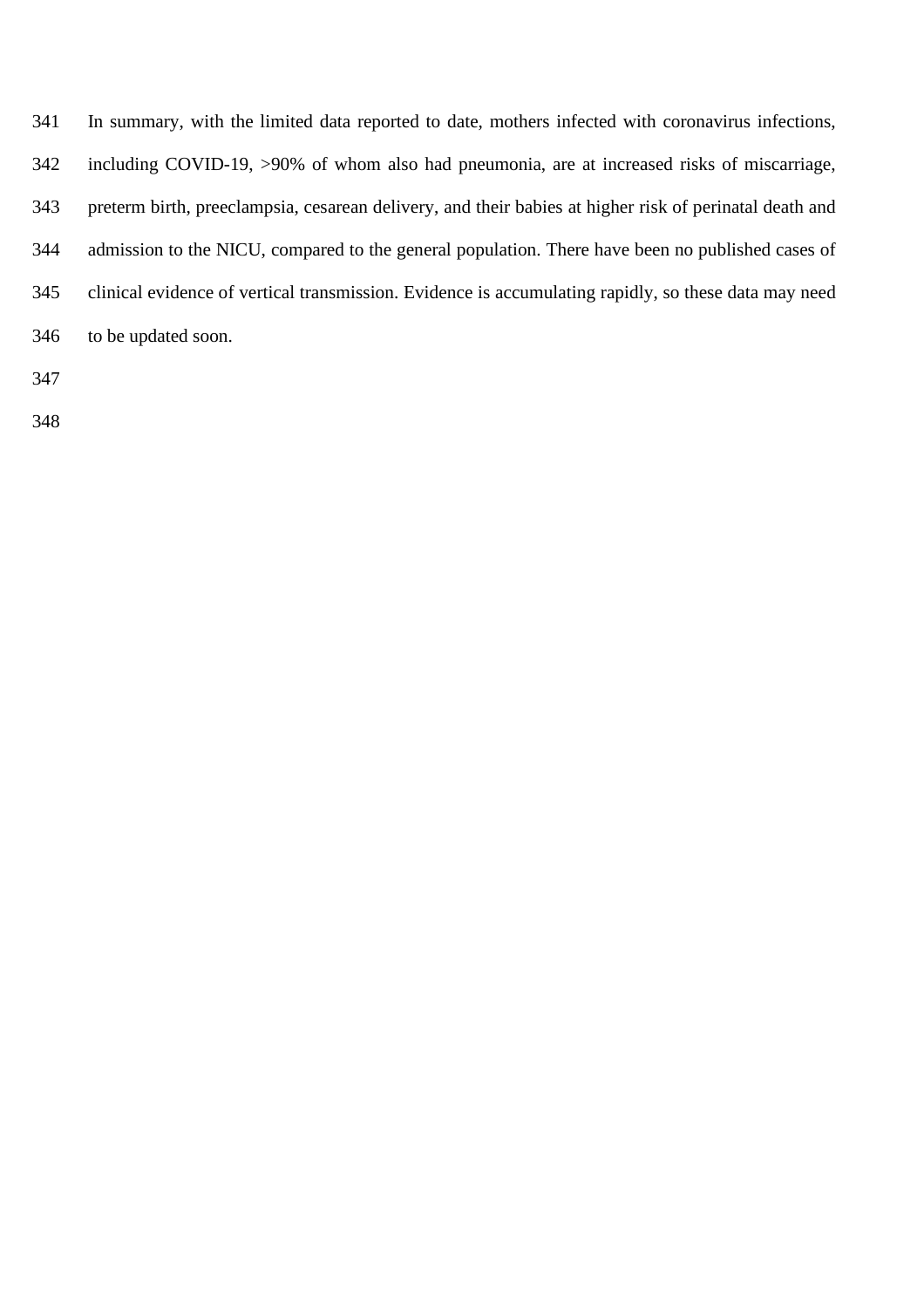In summary, with the limited data reported to date, mothers infected with coronavirus infections, including COVID-19, >90% of whom also had pneumonia, are at increased risks of miscarriage, preterm birth, preeclampsia, cesarean delivery, and their babies at higher risk of perinatal death and admission to the NICU, compared to the general population. There have been no published cases of clinical evidence of vertical transmission. Evidence is accumulating rapidly, so these data may need to be updated soon.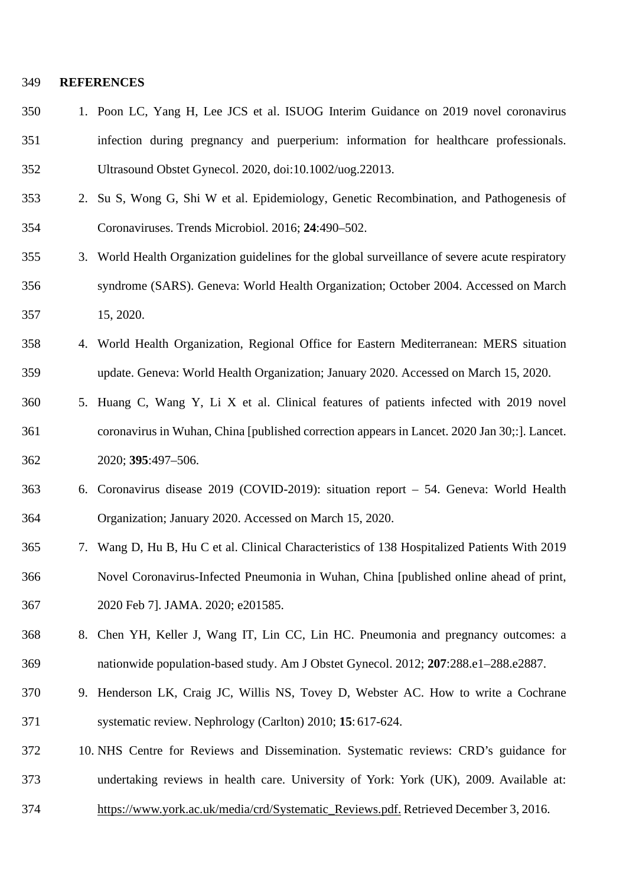## REFERENCES

1. Poon LC, Yang H, Lee JCS et al. ISUOG Interim Guidance on 2019 novel coronavirus infection during pregnancy and puerperium: information for healthcare professionals. Ultrasound Obstet Gynecol. 2020, doi:10.1002/uog.22013.
2. Su S, Wong G, Shi W et al. Epidemiology, Genetic Recombination, and Pathogenesis of Coronaviruses. Trends Microbiol. 2016; **24**:490–502.
3. World Health Organization guidelines for the global surveillance of severe acute respiratory syndrome (SARS). Geneva: World Health Organization; October 2004. Accessed on March 15, 2020.
4. World Health Organization, Regional Office for Eastern Mediterranean: MERS situation update. Geneva: World Health Organization; January 2020. Accessed on March 15, 2020.
5. Huang C, Wang Y, Li X et al. Clinical features of patients infected with 2019 novel coronavirus in Wuhan, China [published correction appears in Lancet. 2020 Jan 30;:]. Lancet. 2020; **395**:497–506.
6. Coronavirus disease 2019 (COVID-2019): situation report – 54. Geneva: World Health Organization; January 2020. Accessed on March 15, 2020.
7. Wang D, Hu B, Hu C et al. Clinical Characteristics of 138 Hospitalized Patients With 2019 Novel Coronavirus-Infected Pneumonia in Wuhan, China [published online ahead of print, 2020 Feb 7]. JAMA. 2020; e201585.
8. Chen YH, Keller J, Wang IT, Lin CC, Lin HC. Pneumonia and pregnancy outcomes: a nationwide population-based study. Am J Obstet Gynecol. 2012; **207**:288.e1–288.e2887.
9. Henderson LK, Craig JC, Willis NS, Tovey D, Webster AC. How to write a Cochrane systematic review. Nephrology (Carlton) 2010; **15**: 617-624.
10. NHS Centre for Reviews and Dissemination. Systematic reviews: CRD's guidance for undertaking reviews in health care. University of York: York (UK), 2009. Available at: https://www.york.ac.uk/media/crd/Systematic_Reviews.pdf. Retrieved December 3, 2016.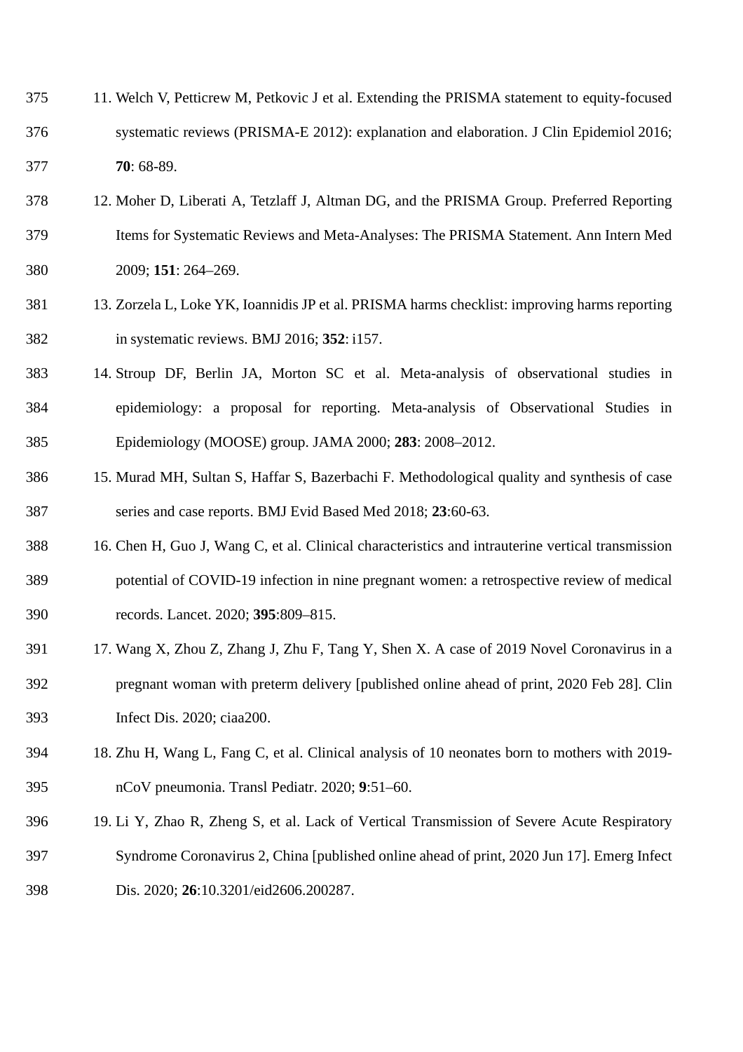11. Welch V, Petticrew M, Petkovic J et al. Extending the PRISMA statement to equity-focused systematic reviews (PRISMA-E 2012): explanation and elaboration. J Clin Epidemiol 2016; **70**: 68-89.
12. Moher D, Liberati A, Tetzlaff J, Altman DG, and the PRISMA Group. Preferred Reporting Items for Systematic Reviews and Meta-Analyses: The PRISMA Statement. Ann Intern Med 2009; **151**: 264–269.
13. Zorzela L, Loke YK, Ioannidis JP et al. PRISMA harms checklist: improving harms reporting in systematic reviews. BMJ 2016; **352**: i157.
14. Stroup DF, Berlin JA, Morton SC et al. Meta-analysis of observational studies in epidemiology: a proposal for reporting. Meta-analysis of Observational Studies in Epidemiology (MOOSE) group. JAMA 2000; **283**: 2008–2012.
15. Murad MH, Sultan S, Haffar S, Bazerbachi F. Methodological quality and synthesis of case series and case reports. BMJ Evid Based Med 2018; **23**:60-63.
16. Chen H, Guo J, Wang C, et al. Clinical characteristics and intrauterine vertical transmission potential of COVID-19 infection in nine pregnant women: a retrospective review of medical records. Lancet. 2020; **395**:809–815.
17. Wang X, Zhou Z, Zhang J, Zhu F, Tang Y, Shen X. A case of 2019 Novel Coronavirus in a pregnant woman with preterm delivery [published online ahead of print, 2020 Feb 28]. Clin Infect Dis. 2020; ciaa200.
18. Zhu H, Wang L, Fang C, et al. Clinical analysis of 10 neonates born to mothers with 2019-nCoV pneumonia. Transl Pediatr. 2020; **9**:51–60.
19. Li Y, Zhao R, Zheng S, et al. Lack of Vertical Transmission of Severe Acute Respiratory Syndrome Coronavirus 2, China [published online ahead of print, 2020 Jun 17]. Emerg Infect Dis. 2020; **26**:10.3201/eid2606.200287.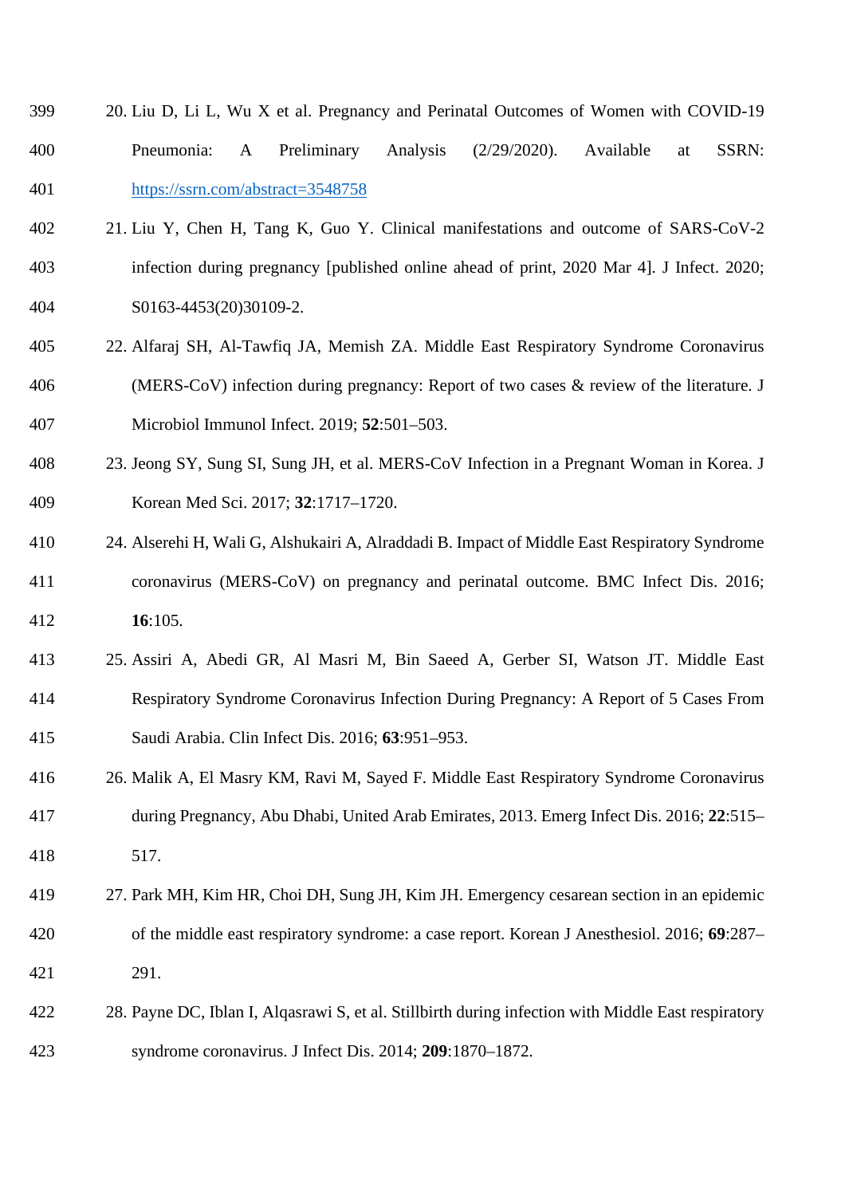20. Liu D, Li L, Wu X et al. Pregnancy and Perinatal Outcomes of Women with COVID-19 Pneumonia: A Preliminary Analysis (2/29/2020). Available at SSRN: https://ssrn.com/abstract=3548758

21. Liu Y, Chen H, Tang K, Guo Y. Clinical manifestations and outcome of SARS-CoV-2 infection during pregnancy [published online ahead of print, 2020 Mar 4]. J Infect. 2020; S0163-4453(20)30109-2.

22. Alfaraj SH, Al-Tawfiq JA, Memish ZA. Middle East Respiratory Syndrome Coronavirus (MERS-CoV) infection during pregnancy: Report of two cases & review of the literature. J Microbiol Immunol Infect. 2019; **52**:501–503.

23. Jeong SY, Sung SI, Sung JH, et al. MERS-CoV Infection in a Pregnant Woman in Korea. J Korean Med Sci. 2017; **32**:1717–1720.

24. Alserehi H, Wali G, Alshukairi A, Alraddadi B. Impact of Middle East Respiratory Syndrome coronavirus (MERS-CoV) on pregnancy and perinatal outcome. BMC Infect Dis. 2016; **16**:105.

25. Assiri A, Abedi GR, Al Masri M, Bin Saeed A, Gerber SI, Watson JT. Middle East Respiratory Syndrome Coronavirus Infection During Pregnancy: A Report of 5 Cases From Saudi Arabia. Clin Infect Dis. 2016; **63**:951–953.

26. Malik A, El Masry KM, Ravi M, Sayed F. Middle East Respiratory Syndrome Coronavirus during Pregnancy, Abu Dhabi, United Arab Emirates, 2013. Emerg Infect Dis. 2016; **22**:515–517.

27. Park MH, Kim HR, Choi DH, Sung JH, Kim JH. Emergency cesarean section in an epidemic of the middle east respiratory syndrome: a case report. Korean J Anesthesiol. 2016; **69**:287–291.

28. Payne DC, Iblan I, Alqasrawi S, et al. Stillbirth during infection with Middle East respiratory syndrome coronavirus. J Infect Dis. 2014; **209**:1870–1872.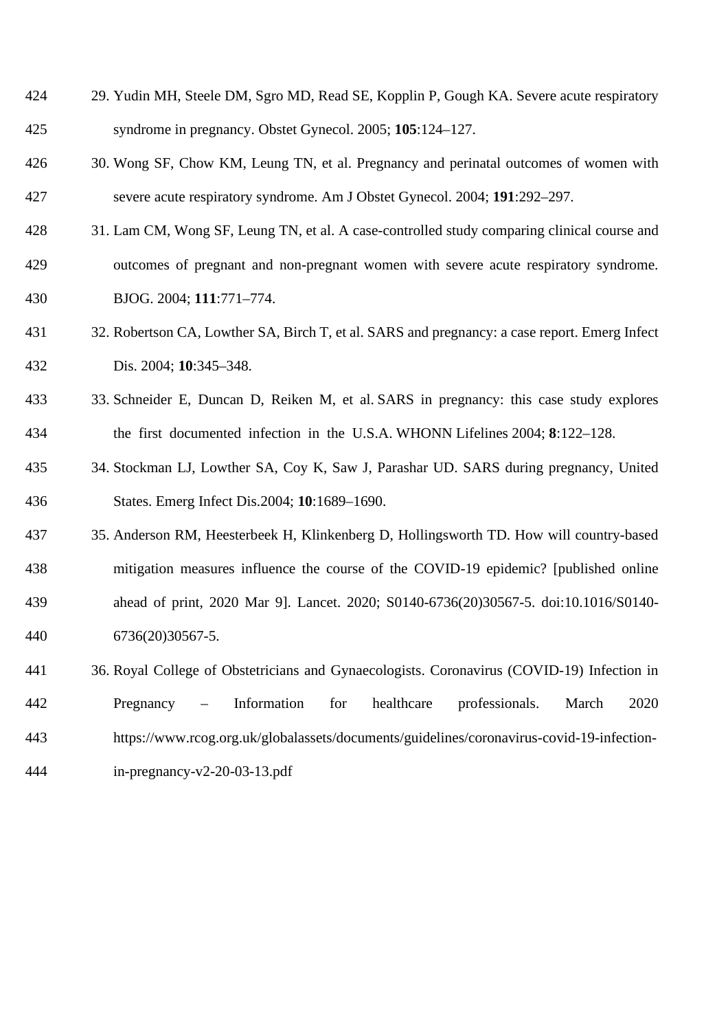29. Yudin MH, Steele DM, Sgro MD, Read SE, Kopplin P, Gough KA. Severe acute respiratory syndrome in pregnancy. Obstet Gynecol. 2005; **105**:124–127.
30. Wong SF, Chow KM, Leung TN, et al. Pregnancy and perinatal outcomes of women with severe acute respiratory syndrome. Am J Obstet Gynecol. 2004; **191**:292–297.
31. Lam CM, Wong SF, Leung TN, et al. A case-controlled study comparing clinical course and outcomes of pregnant and non-pregnant women with severe acute respiratory syndrome. BJOG. 2004; **111**:771–774.
32. Robertson CA, Lowther SA, Birch T, et al. SARS and pregnancy: a case report. Emerg Infect Dis. 2004; **10**:345–348.
33. Schneider E, Duncan D, Reiken M, et al. SARS in pregnancy: this case study explores the first documented infection in the U.S.A. WHONN Lifelines 2004; **8**:122–128.
34. Stockman LJ, Lowther SA, Coy K, Saw J, Parashar UD. SARS during pregnancy, United States. Emerg Infect Dis.2004; **10**:1689–1690.
35. Anderson RM, Heesterbeek H, Klinkenberg D, Hollingsworth TD. How will country-based mitigation measures influence the course of the COVID-19 epidemic? [published online ahead of print, 2020 Mar 9]. Lancet. 2020; S0140-6736(20)30567-5. doi:10.1016/S0140-6736(20)30567-5.
36. Royal College of Obstetricians and Gynaecologists. Coronavirus (COVID-19) Infection in Pregnancy – Information for healthcare professionals. March 2020 https://www.rcog.org.uk/globalassets/documents/guidelines/coronavirus-covid-19-infection-in-pregnancy-v2-20-03-13.pdf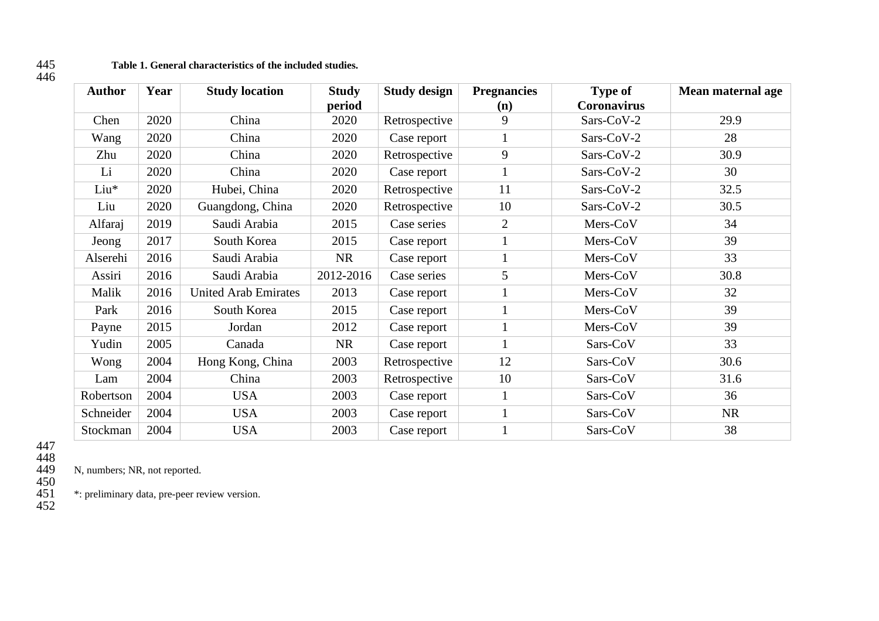**Table 1. General characteristics of the included studies.**

| Author | Year | Study location | Study period | Study design | Pregnancies (n) | Type of Coronavirus | Mean maternal age |
|---|---|---|---|---|---|---|---|
| Chen | 2020 | China | 2020 | Retrospective | 9 | Sars-CoV-2 | 29.9 |
| Wang | 2020 | China | 2020 | Case report | 1 | Sars-CoV-2 | 28 |
| Zhu | 2020 | China | 2020 | Retrospective | 9 | Sars-CoV-2 | 30.9 |
| Li | 2020 | China | 2020 | Case report | 1 | Sars-CoV-2 | 30 |
| Liu* | 2020 | Hubei, China | 2020 | Retrospective | 11 | Sars-CoV-2 | 32.5 |
| Liu | 2020 | Guangdong, China | 2020 | Retrospective | 10 | Sars-CoV-2 | 30.5 |
| Alfaraj | 2019 | Saudi Arabia | 2015 | Case series | 2 | Mers-CoV | 34 |
| Jeong | 2017 | South Korea | 2015 | Case report | 1 | Mers-CoV | 39 |
| Alserehi | 2016 | Saudi Arabia | NR | Case report | 1 | Mers-CoV | 33 |
| Assiri | 2016 | Saudi Arabia | 2012-2016 | Case series | 5 | Mers-CoV | 30.8 |
| Malik | 2016 | United Arab Emirates | 2013 | Case report | 1 | Mers-CoV | 32 |
| Park | 2016 | South Korea | 2015 | Case report | 1 | Mers-CoV | 39 |
| Payne | 2015 | Jordan | 2012 | Case report | 1 | Mers-CoV | 39 |
| Yudin | 2005 | Canada | NR | Case report | 1 | Sars-CoV | 33 |
| Wong | 2004 | Hong Kong, China | 2003 | Retrospective | 12 | Sars-CoV | 30.6 |
| Lam | 2004 | China | 2003 | Retrospective | 10 | Sars-CoV | 31.6 |
| Robertson | 2004 | USA | 2003 | Case report | 1 | Sars-CoV | 36 |
| Schneider | 2004 | USA | 2003 | Case report | 1 | Sars-CoV | NR |
| Stockman | 2004 | USA | 2003 | Case report | 1 | Sars-CoV | 38 |

N, numbers; NR, not reported.

*: preliminary data, pre-peer review version.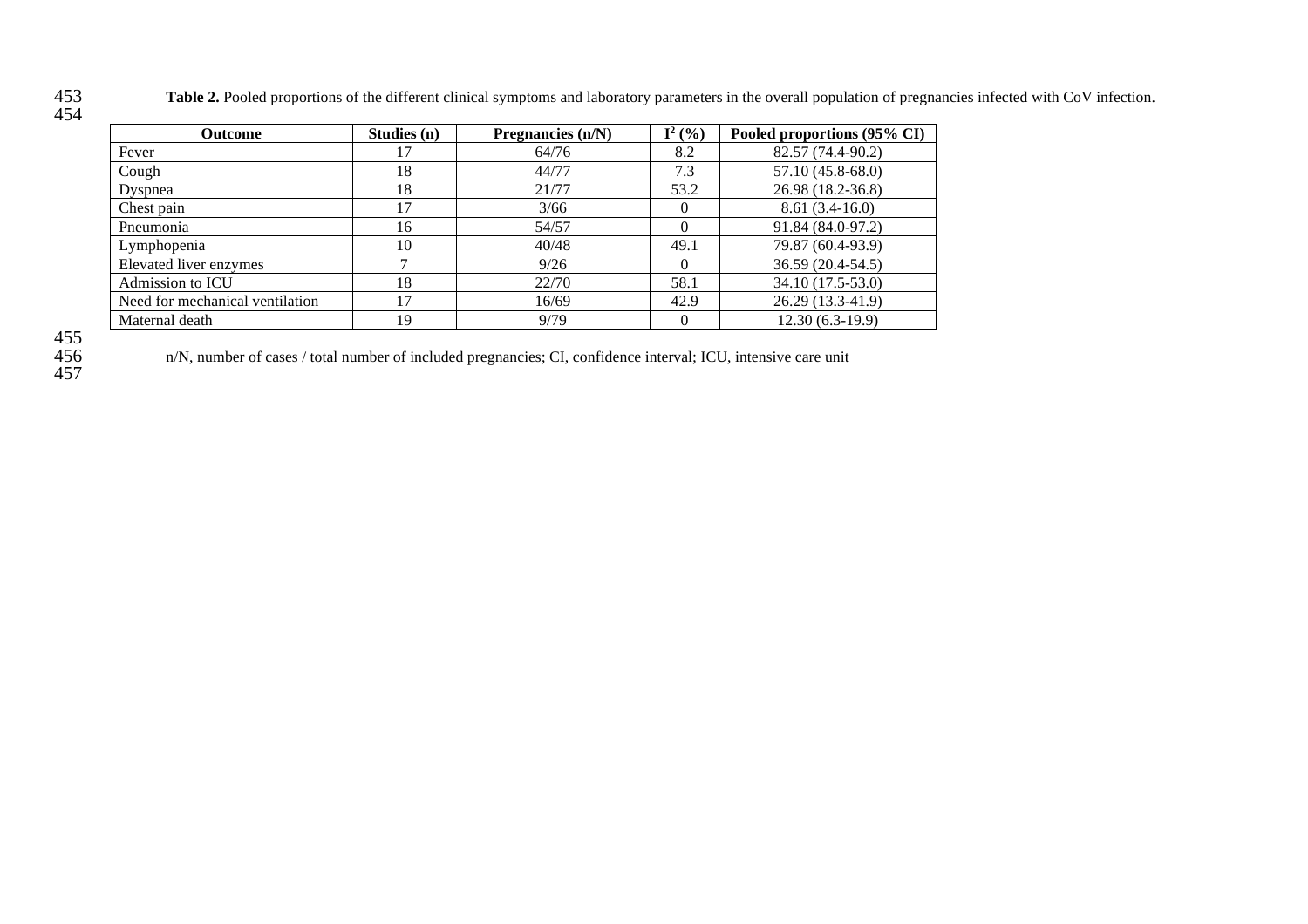**Table 2.** Pooled proportions of the different clinical symptoms and laboratory parameters in the overall population of pregnancies infected with CoV infection.

| Outcome | Studies (n) | Pregnancies (n/N) | $I^2$ (%) | Pooled proportions (95% CI) |
|---|---|---|---|---|
| Fever | 17 | 64/76 | 8.2 | 82.57 (74.4-90.2) |
| Cough | 18 | 44/77 | 7.3 | 57.10 (45.8-68.0) |
| Dyspnea | 18 | 21/77 | 53.2 | 26.98 (18.2-36.8) |
| Chest pain | 17 | 3/66 | 0 | 8.61 (3.4-16.0) |
| Pneumonia | 16 | 54/57 | 0 | 91.84 (84.0-97.2) |
| Lymphopenia | 10 | 40/48 | 49.1 | 79.87 (60.4-93.9) |
| Elevated liver enzymes | 7 | 9/26 | 0 | 36.59 (20.4-54.5) |
| Admission to ICU | 18 | 22/70 | 58.1 | 34.10 (17.5-53.0) |
| Need for mechanical ventilation | 17 | 16/69 | 42.9 | 26.29 (13.3-41.9) |
| Maternal death | 19 | 9/79 | 0 | 12.30 (6.3-19.9) |

n/N, number of cases / total number of included pregnancies; CI, confidence interval; ICU, intensive care unit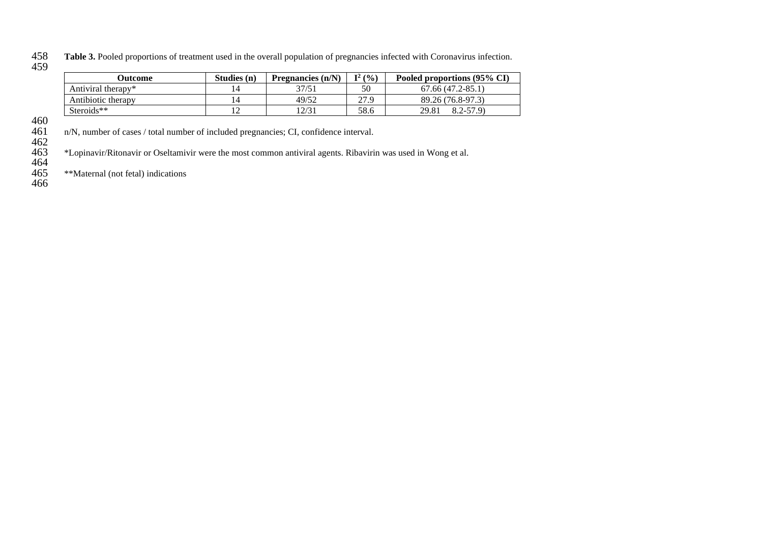**Table 3.** Pooled proportions of treatment used in the overall population of pregnancies infected with Coronavirus infection.

| Outcome | Studies (n) | Pregnancies (n/N) | $I^2$ (%) | Pooled proportions (95% CI) |
|---|---|---|---|---|
| Antiviral therapy* | 14 | 37/51 | 50 | 67.66 (47.2-85.1) |
| Antibiotic therapy | 14 | 49/52 | 27.9 | 89.26 (76.8-97.3) |
| Steroids** | 12 | 12/31 | 58.6 | 29.81 8.2-57.9) |

n/N, number of cases / total number of included pregnancies; CI, confidence interval.

*Lopinavir/Ritonavir or Oseltamivir were the most common antiviral agents. Ribavirin was used in Wong et al.

**Maternal (not fetal) indications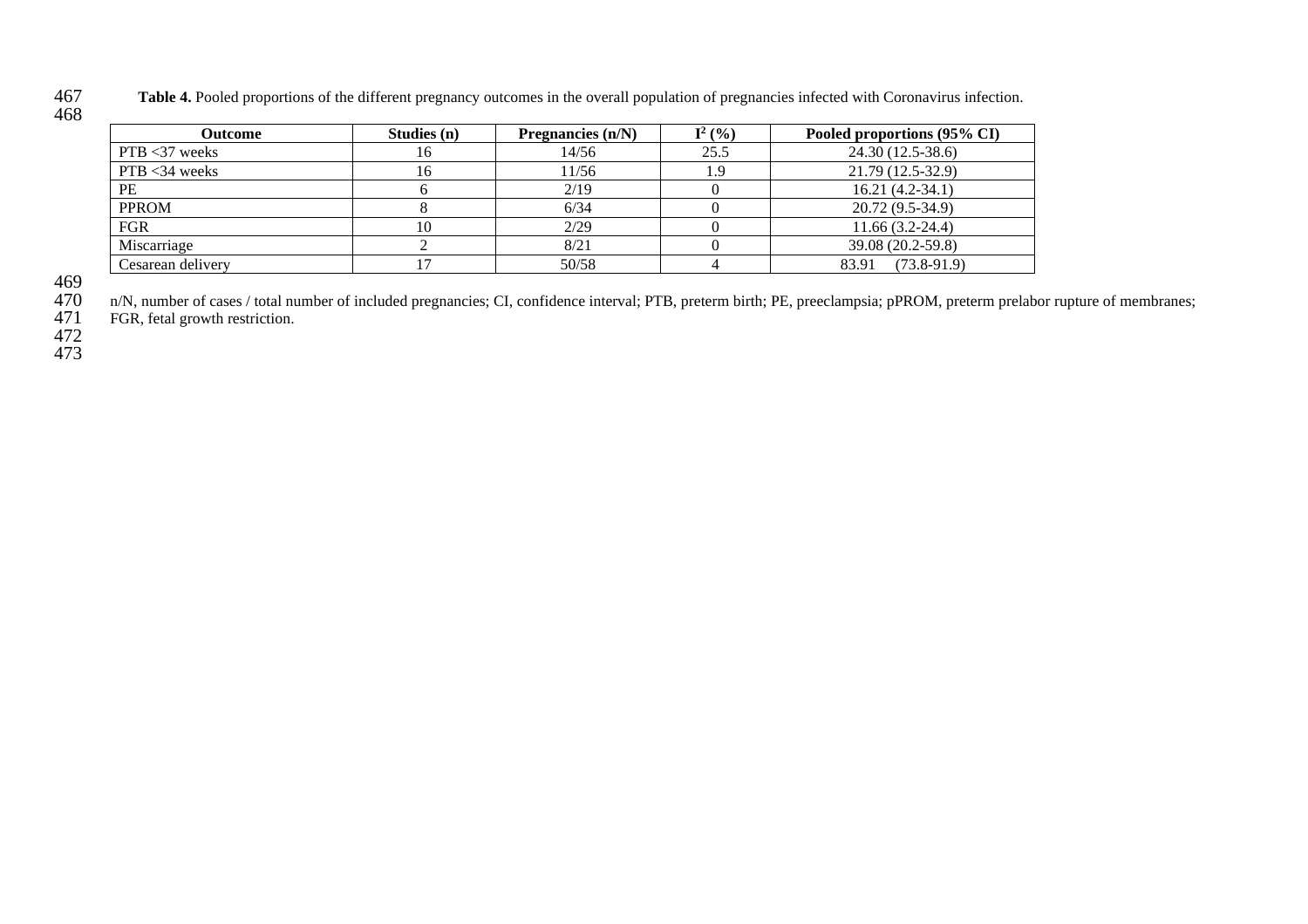**Table 4.** Pooled proportions of the different pregnancy outcomes in the overall population of pregnancies infected with Coronavirus infection.

| Outcome | Studies (n) | Pregnancies (n/N) | $I^2$ (%) | Pooled proportions (95% CI) |
|---|---|---|---|---|
| PTB <37 weeks | 16 | 14/56 | 25.5 | 24.30 (12.5-38.6) |
| PTB <34 weeks | 16 | 11/56 | 1.9 | 21.79 (12.5-32.9) |
| PE | 6 | 2/19 | 0 | 16.21 (4.2-34.1) |
| PPROM | 8 | 6/34 | 0 | 20.72 (9.5-34.9) |
| FGR | 10 | 2/29 | 0 | 11.66 (3.2-24.4) |
| Miscarriage | 2 | 8/21 | 0 | 39.08 (20.2-59.8) |
| Cesarean delivery | 17 | 50/58 | 4 | 83.91 (73.8-91.9) |

n/N, number of cases / total number of included pregnancies; CI, confidence interval; PTB, preterm birth; PE, preeclampsia; pPROM, preterm prelabor rupture of membranes; FGR, fetal growth restriction.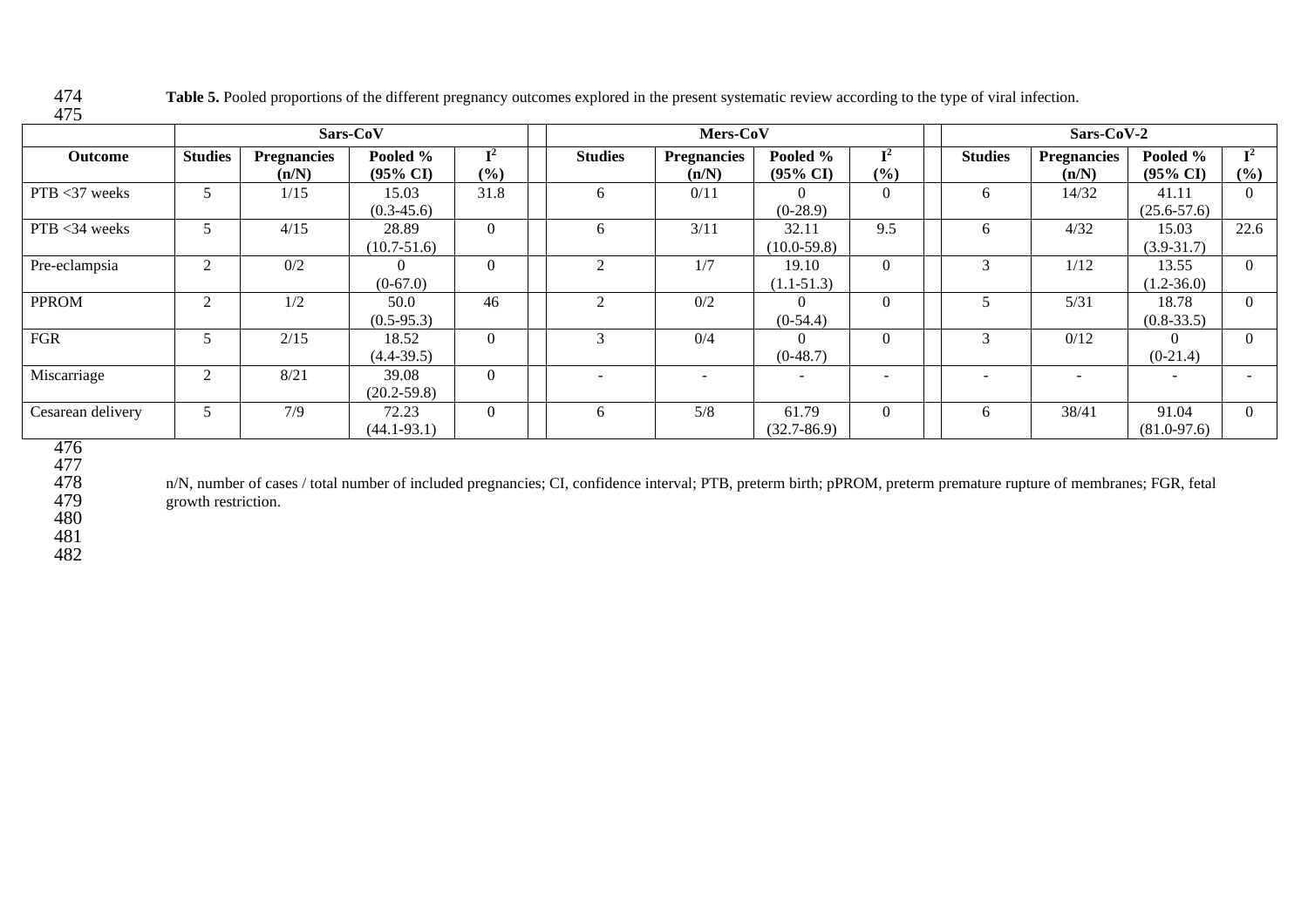**Table 5.** Pooled proportions of the different pregnancy outcomes explored in the present systematic review according to the type of viral infection.

| | Sars-CoV | | | | Mers-CoV | | | | Sars-CoV-2 | | | |
|---|---|---|---|---|---|---|---|---|---|---|---|---|
| **Outcome** | **Studies** | **Pregnancies (n/N)** | **Pooled % (95% CI)** | **$I^2$ (%)** | **Studies** | **Pregnancies (n/N)** | **Pooled % (95% CI)** | **$I^2$ (%)** | **Studies** | **Pregnancies (n/N)** | **Pooled % (95% CI)** | **$I^2$ (%)** |
| PTB <37 weeks | 5 | 1/15 | 15.03 (0.3-45.6) | 31.8 | 6 | 0/11 | 0 (0-28.9) | 0 | 6 | 14/32 | 41.11 (25.6-57.6) | 0 |
| PTB <34 weeks | 5 | 4/15 | 28.89 (10.7-51.6) | 0 | 6 | 3/11 | 32.11 (10.0-59.8) | 9.5 | 6 | 4/32 | 15.03 (3.9-31.7) | 22.6 |
| Pre-eclampsia | 2 | 0/2 | 0 (0-67.0) | 0 | 2 | 1/7 | 19.10 (1.1-51.3) | 0 | 3 | 1/12 | 13.55 (1.2-36.0) | 0 |
| PPROM | 2 | 1/2 | 50.0 (0.5-95.3) | 46 | 2 | 0/2 | 0 (0-54.4) | 0 | 5 | 5/31 | 18.78 (0.8-33.5) | 0 |
| FGR | 5 | 2/15 | 18.52 (4.4-39.5) | 0 | 3 | 0/4 | 0 (0-48.7) | 0 | 3 | 0/12 | 0 (0-21.4) | 0 |
| Miscarriage | 2 | 8/21 | 39.08 (20.2-59.8) | 0 | - | - | - | - | - | - | - | - |
| Cesarean delivery | 5 | 7/9 | 72.23 (44.1-93.1) | 0 | 6 | 5/8 | 61.79 (32.7-86.9) | 0 | 6 | 38/41 | 91.04 (81.0-97.6) | 0 |

n/N, number of cases / total number of included pregnancies; CI, confidence interval; PTB, preterm birth; pPROM, preterm premature rupture of membranes; FGR, fetal growth restriction.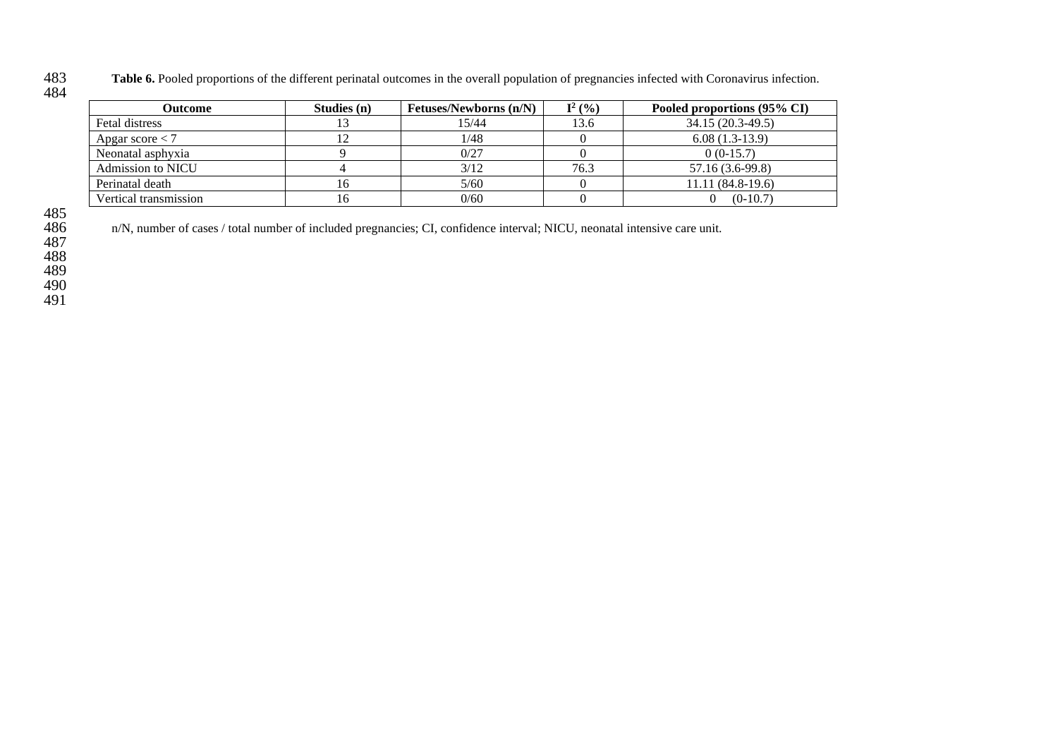**Table 6.** Pooled proportions of the different perinatal outcomes in the overall population of pregnancies infected with Coronavirus infection.

| Outcome | Studies (n) | Fetuses/Newborns (n/N) | $I^2$ (%) | Pooled proportions (95% CI) |
|---|---|---|---|---|
| Fetal distress | 13 | 15/44 | 13.6 | 34.15 (20.3-49.5) |
| Apgar score < 7 | 12 | 1/48 | 0 | 6.08 (1.3-13.9) |
| Neonatal asphyxia | 9 | 0/27 | 0 | 0 (0-15.7) |
| Admission to NICU | 4 | 3/12 | 76.3 | 57.16 (3.6-99.8) |
| Perinatal death | 16 | 5/60 | 0 | 11.11 (84.8-19.6) |
| Vertical transmission | 16 | 0/60 | 0 | 0 (0-10.7) |

n/N, number of cases / total number of included pregnancies; CI, confidence interval; NICU, neonatal intensive care unit.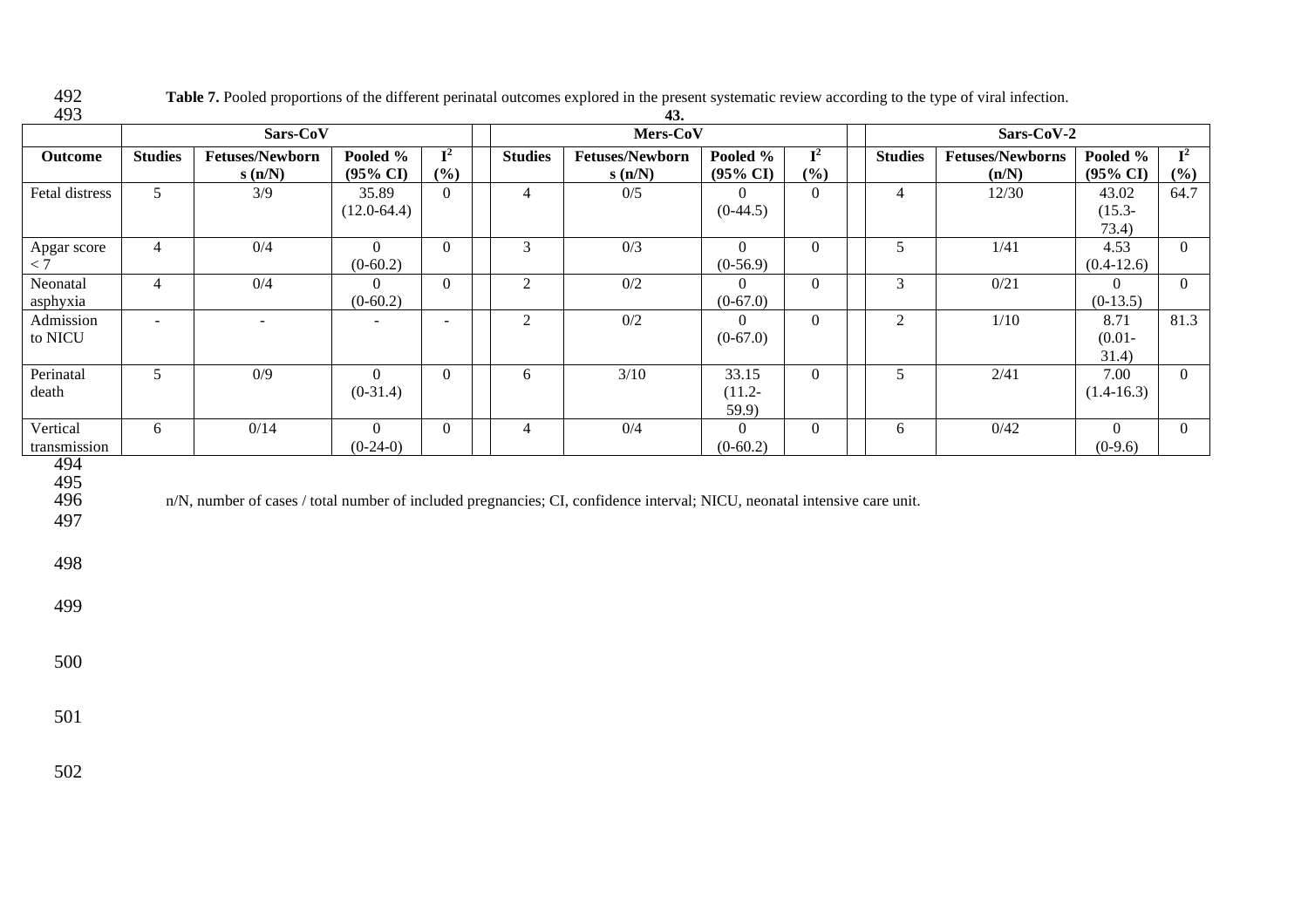**Table 7.** Pooled proportions of the different perinatal outcomes explored in the present systematic review according to the type of viral infection.

43.

| | Sars-CoV | | | | Mers-CoV | | | | Sars-CoV-2 | | | |
|---|---|---|---|---|---|---|---|---|---|---|---|---|
| **Outcome** | **Studies** | **Fetuses/Newborns (n/N)** | **Pooled % (95% CI)** | **$I^2$ (%)** | **Studies** | **Fetuses/Newborns (n/N)** | **Pooled % (95% CI)** | **$I^2$ (%)** | **Studies** | **Fetuses/Newborns (n/N)** | **Pooled % (95% CI)** | **$I^2$ (%)** |
| Fetal distress | 5 | 3/9 | 35.89 (12.0-64.4) | 0 | 4 | 0/5 | 0 (0-44.5) | 0 | 4 | 12/30 | 43.02 (15.3-73.4) | 64.7 |
| Apgar score < 7 | 4 | 0/4 | 0 (0-60.2) | 0 | 3 | 0/3 | 0 (0-56.9) | 0 | 5 | 1/41 | 4.53 (0.4-12.6) | 0 |
| Neonatal asphyxia | 4 | 0/4 | 0 (0-60.2) | 0 | 2 | 0/2 | 0 (0-67.0) | 0 | 3 | 0/21 | 0 (0-13.5) | 0 |
| Admission to NICU | - | - | - | - | 2 | 0/2 | 0 (0-67.0) | 0 | 2 | 1/10 | 8.71 (0.01-31.4) | 81.3 |
| Perinatal death | 5 | 0/9 | 0 (0-31.4) | 0 | 6 | 3/10 | 33.15 (11.2-59.9) | 0 | 5 | 2/41 | 7.00 (1.4-16.3) | 0 |
| Vertical transmission | 6 | 0/14 | 0 (0-24-0) | 0 | 4 | 0/4 | 0 (0-60.2) | 0 | 6 | 0/42 | 0 (0-9.6) | 0 |

n/N, number of cases / total number of included pregnancies; CI, confidence interval; NICU, neonatal intensive care unit.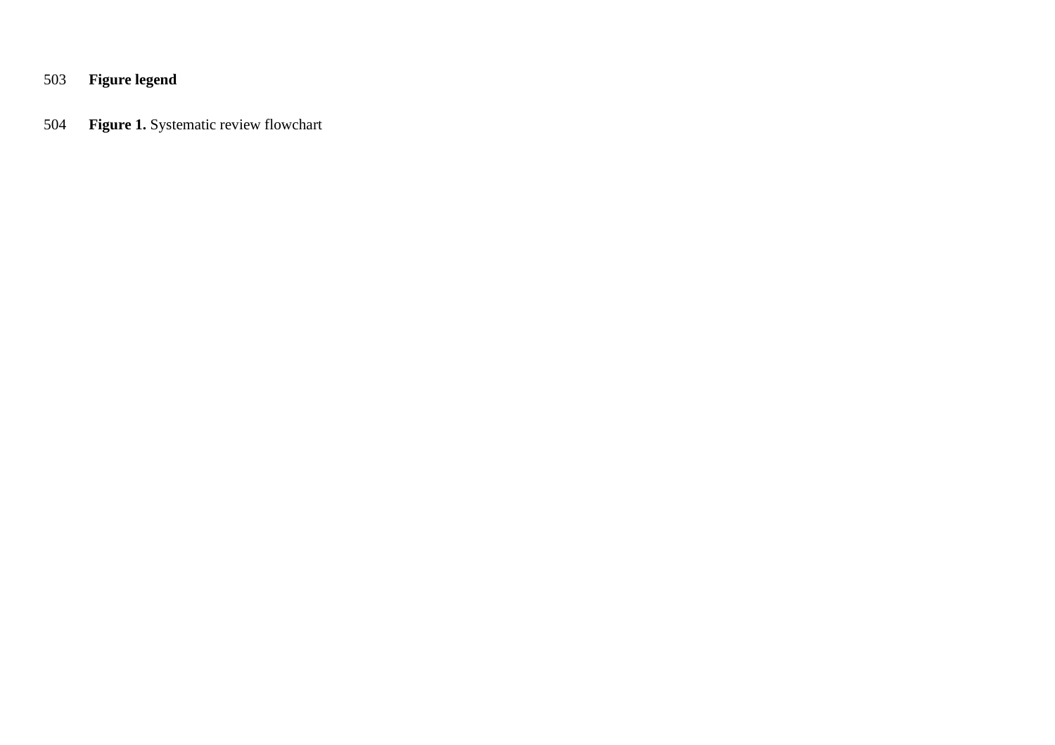**Figure legend**

**Figure 1.** Systematic review flowchart